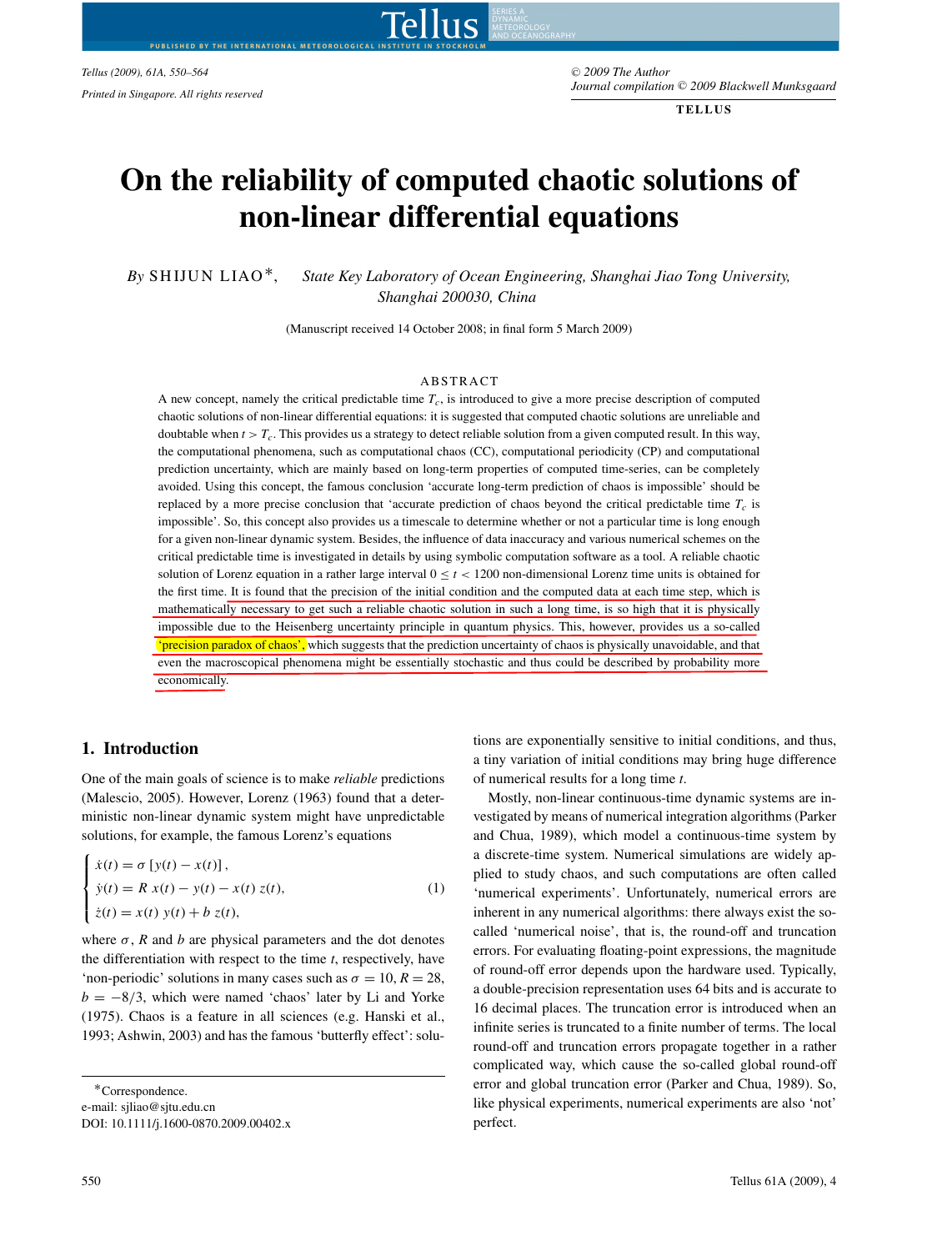# On the reliability of computed chaotic solutions of non-linear differential equations

By SHIJUN LIAO*, State Key Laboratory of Ocean Engineering, Shanghai Jiao Tong University, Shanghai 200030, China

(Manuscript received 14 October 2008; in final form 5 March 2009)

## ABSTRACT

A new concept, namely the critical predictable time $T_c$, is introduced to give a more precise description of computed chaotic solutions of non-linear differential equations: it is suggested that computed chaotic solutions are unreliable and doubtable when $t > T_c$. This provides us a strategy to detect reliable solution from a given computed result. In this way, the computational phenomena, such as computational chaos (CC), computational periodicity (CP) and computational prediction uncertainty, which are mainly based on long-term properties of computed time-series, can be completely avoided. Using this concept, the famous conclusion 'accurate long-term prediction of chaos is impossible' should be replaced by a more precise conclusion that 'accurate prediction of chaos beyond the critical predictable time $T_c$ is impossible'. So, this concept also provides us a timescale to determine whether or not a particular time is long enough for a given non-linear dynamic system. Besides, the influence of data inaccuracy and various numerical schemes on the critical predictable time is investigated in details by using symbolic computation software as a tool. A reliable chaotic solution of Lorenz equation in a rather large interval $0 \le t < 1200$ non-dimensional Lorenz time units is obtained for the first time. It is found that the precision of the initial condition and the computed data at each time step, which is mathematically necessary to get such a reliable chaotic solution in such a long time, is so high that it is physically impossible due to the Heisenberg uncertainty principle in quantum physics. This, however, provides us a so-called 'precision paradox of chaos', which suggests that the prediction uncertainty of chaos is physically unavoidable, and that even the macroscopical phenomena might be essentially stochastic and thus could be described by probability more economically.

## 1. Introduction

One of the main goals of science is to make *reliable* predictions (Malescio, 2005). However, Lorenz (1963) found that a deterministic non-linear dynamic system might have unpredictable solutions, for example, the famous Lorenz's equations

$$
\begin{cases}
\dot{x}(t) = \sigma\,[y(t) - x(t)]\,, \\
\dot{y}(t) = R\,x(t) - y(t) - x(t)\,z(t), \\
\dot{z}(t) = x(t)\,y(t) + b\,z(t),
\end{cases}
\tag{1}
$$

where $\sigma$, $R$ and $b$ are physical parameters and the dot denotes the differentiation with respect to the time $t$, respectively, have 'non-periodic' solutions in many cases such as $\sigma = 10$, $R = 28$, $b = -8/3$, which were named 'chaos' later by Li and Yorke (1975). Chaos is a feature in all sciences (e.g. Hanski et al., 1993; Ashwin, 2003) and has the famous 'butterfly effect': solutions are exponentially sensitive to initial conditions, and thus, a tiny variation of initial conditions may bring huge difference of numerical results for a long time $t$.

Mostly, non-linear continuous-time dynamic systems are investigated by means of numerical integration algorithms (Parker and Chua, 1989), which model a continuous-time system by a discrete-time system. Numerical simulations are widely applied to study chaos, and such computations are often called 'numerical experiments'. Unfortunately, numerical errors are inherent in any numerical algorithms: there always exist the so-called 'numerical noise', that is, the round-off and truncation errors. For evaluating floating-point expressions, the magnitude of round-off error depends upon the hardware used. Typically, a double-precision representation uses 64 bits and is accurate to 16 decimal places. The truncation error is introduced when an infinite series is truncated to a finite number of terms. The local round-off and truncation errors propagate together in a rather complicated way, which cause the so-called global round-off error and global truncation error (Parker and Chua, 1989). So, like physical experiments, numerical experiments are also 'not' perfect.

*Correspondence.
e-mail: sjliao@sjtu.edu.cn
DOI: 10.1111/j.1600-0870.2009.00402.x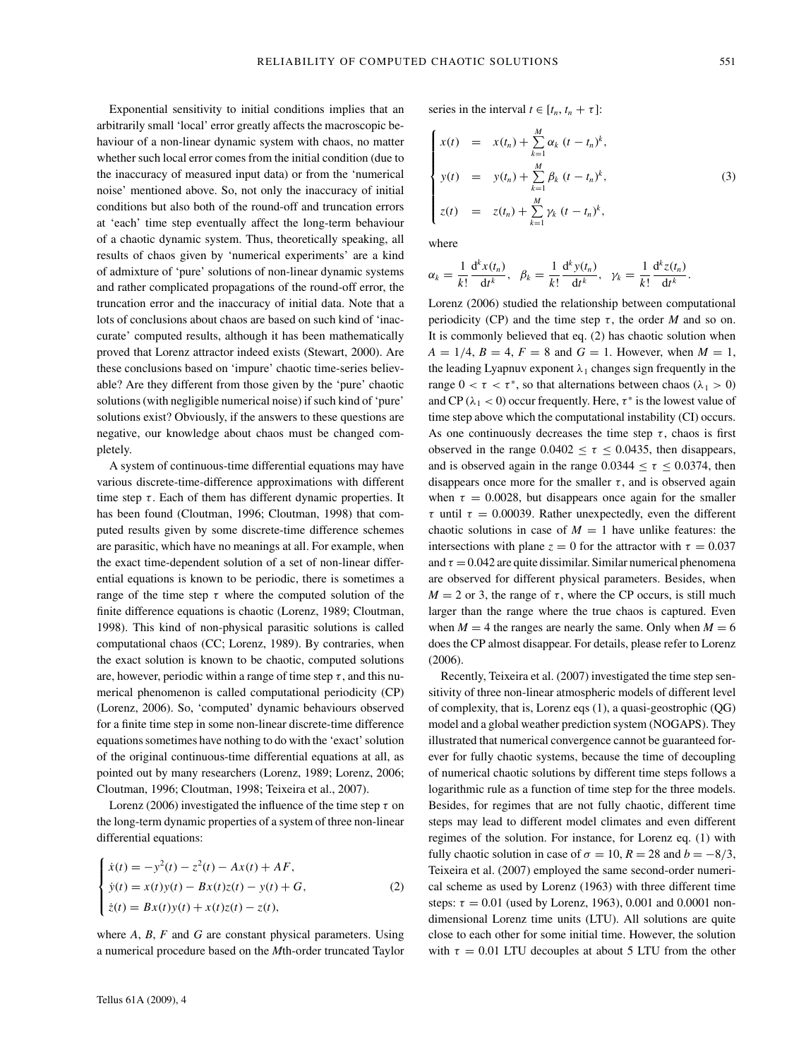Exponential sensitivity to initial conditions implies that an arbitrarily small 'local' error greatly affects the macroscopic behaviour of a non-linear dynamic system with chaos, no matter whether such local error comes from the initial condition (due to the inaccuracy of measured input data) or from the 'numerical noise' mentioned above. So, not only the inaccuracy of initial conditions but also both of the round-off and truncation errors at 'each' time step eventually affect the long-term behaviour of a chaotic dynamic system. Thus, theoretically speaking, all results of chaos given by 'numerical experiments' are a kind of admixture of 'pure' solutions of non-linear dynamic systems and rather complicated propagations of the round-off error, the truncation error and the inaccuracy of initial data. Note that a lots of conclusions about chaos are based on such kind of 'inaccurate' computed results, although it has been mathematically proved that Lorenz attractor indeed exists (Stewart, 2000). Are these conclusions based on 'impure' chaotic time-series believable? Are they different from those given by the 'pure' chaotic solutions (with negligible numerical noise) if such kind of 'pure' solutions exist? Obviously, if the answers to these questions are negative, our knowledge about chaos must be changed completely.

A system of continuous-time differential equations may have various discrete-time-difference approximations with different time step $\tau$. Each of them has different dynamic properties. It has been found (Cloutman, 1996; Cloutman, 1998) that computed results given by some discrete-time difference schemes are parasitic, which have no meanings at all. For example, when the exact time-dependent solution of a set of non-linear differential equations is known to be periodic, there is sometimes a range of the time step $\tau$ where the computed solution of the finite difference equations is chaotic (Lorenz, 1989; Cloutman, 1998). This kind of non-physical parasitic solutions is called computational chaos (CC; Lorenz, 1989). By contraries, when the exact solution is known to be chaotic, computed solutions are, however, periodic within a range of time step $\tau$, and this numerical phenomenon is called computational periodicity (CP) (Lorenz, 2006). So, 'computed' dynamic behaviours observed for a finite time step in some non-linear discrete-time difference equations sometimes have nothing to do with the 'exact' solution of the original continuous-time differential equations at all, as pointed out by many researchers (Lorenz, 1989; Lorenz, 2006; Cloutman, 1996; Cloutman, 1998; Teixeira et al., 2007).

Lorenz (2006) investigated the influence of the time step $\tau$ on the long-term dynamic properties of a system of three non-linear differential equations:

$$
\begin{cases}
\dot{x}(t) = -y^2(t) - z^2(t) - Ax(t) + AF, \\
\dot{y}(t) = x(t)y(t) - Bx(t)z(t) - y(t) + G, \\
\dot{z}(t) = Bx(t)y(t) + x(t)z(t) - z(t),
\end{cases}
\tag{2}
$$

where $A$, $B$, $F$ and $G$ are constant physical parameters. Using a numerical procedure based on the $M$th-order truncated Taylor series in the interval $t \in [t_n, t_n + \tau]$:

$$
\begin{cases}
x(t) = x(t_n) + \sum_{k=1}^{M} \alpha_k \, (t - t_n)^k, \\
y(t) = y(t_n) + \sum_{k=1}^{M} \beta_k \, (t - t_n)^k, \\
z(t) = z(t_n) + \sum_{k=1}^{M} \gamma_k \, (t - t_n)^k,
\end{cases}
\tag{3}
$$

where

$$
\alpha_k = \frac{1}{k!}\frac{\mathrm{d}^k x(t_n)}{\mathrm{d}t^k}, \quad \beta_k = \frac{1}{k!}\frac{\mathrm{d}^k y(t_n)}{\mathrm{d}t^k}, \quad \gamma_k = \frac{1}{k!}\frac{\mathrm{d}^k z(t_n)}{\mathrm{d}t^k}.
$$

Lorenz (2006) studied the relationship between computational periodicity (CP) and the time step $\tau$, the order $M$ and so on. It is commonly believed that eq. (2) has chaotic solution when $A = 1/4$, $B = 4$, $F = 8$ and $G = 1$. However, when $M = 1$, the leading Lyapnuv exponent $\lambda_1$ changes sign frequently in the range $0 < \tau < \tau^*$, so that alternations between chaos ($\lambda_1 > 0$) and CP ($\lambda_1 < 0$) occur frequently. Here, $\tau^*$ is the lowest value of time step above which the computational instability (CI) occurs. As one continuously decreases the time step $\tau$, chaos is first observed in the range $0.0402 \leq \tau \leq 0.0435$, then disappears, and is observed again in the range $0.0344 \leq \tau \leq 0.0374$, then disappears once more for the smaller $\tau$, and is observed again when $\tau = 0.0028$, but disappears once again for the smaller $\tau$ until $\tau = 0.00039$. Rather unexpectedly, even the different chaotic solutions in case of $M = 1$ have unlike features: the intersections with plane $z = 0$ for the attractor with $\tau = 0.037$ and $\tau = 0.042$ are quite dissimilar. Similar numerical phenomena are observed for different physical parameters. Besides, when $M = 2$ or 3, the range of $\tau$, where the CP occurs, is still much larger than the range where the true chaos is captured. Even when $M = 4$ the ranges are nearly the same. Only when $M = 6$ does the CP almost disappear. For details, please refer to Lorenz (2006).

Recently, Teixeira et al. (2007) investigated the time step sensitivity of three non-linear atmospheric models of different level of complexity, that is, Lorenz eqs (1), a quasi-geostrophic (QG) model and a global weather prediction system (NOGAPS). They illustrated that numerical convergence cannot be guaranteed forever for fully chaotic systems, because the time of decoupling of numerical chaotic solutions by different time steps follows a logarithmic rule as a function of time step for the three models. Besides, for regimes that are not fully chaotic, different time steps may lead to different model climates and even different regimes of the solution. For instance, for Lorenz eq. (1) with fully chaotic solution in case of $\sigma = 10$, $R = 28$ and $b = -8/3$, Teixeira et al. (2007) employed the same second-order numerical scheme as used by Lorenz (1963) with three different time steps: $\tau = 0.01$ (used by Lorenz, 1963), 0.001 and 0.0001 non-dimensional Lorenz time units (LTU). All solutions are quite close to each other for some initial time. However, the solution with $\tau = 0.01$ LTU decouples at about 5 LTU from the other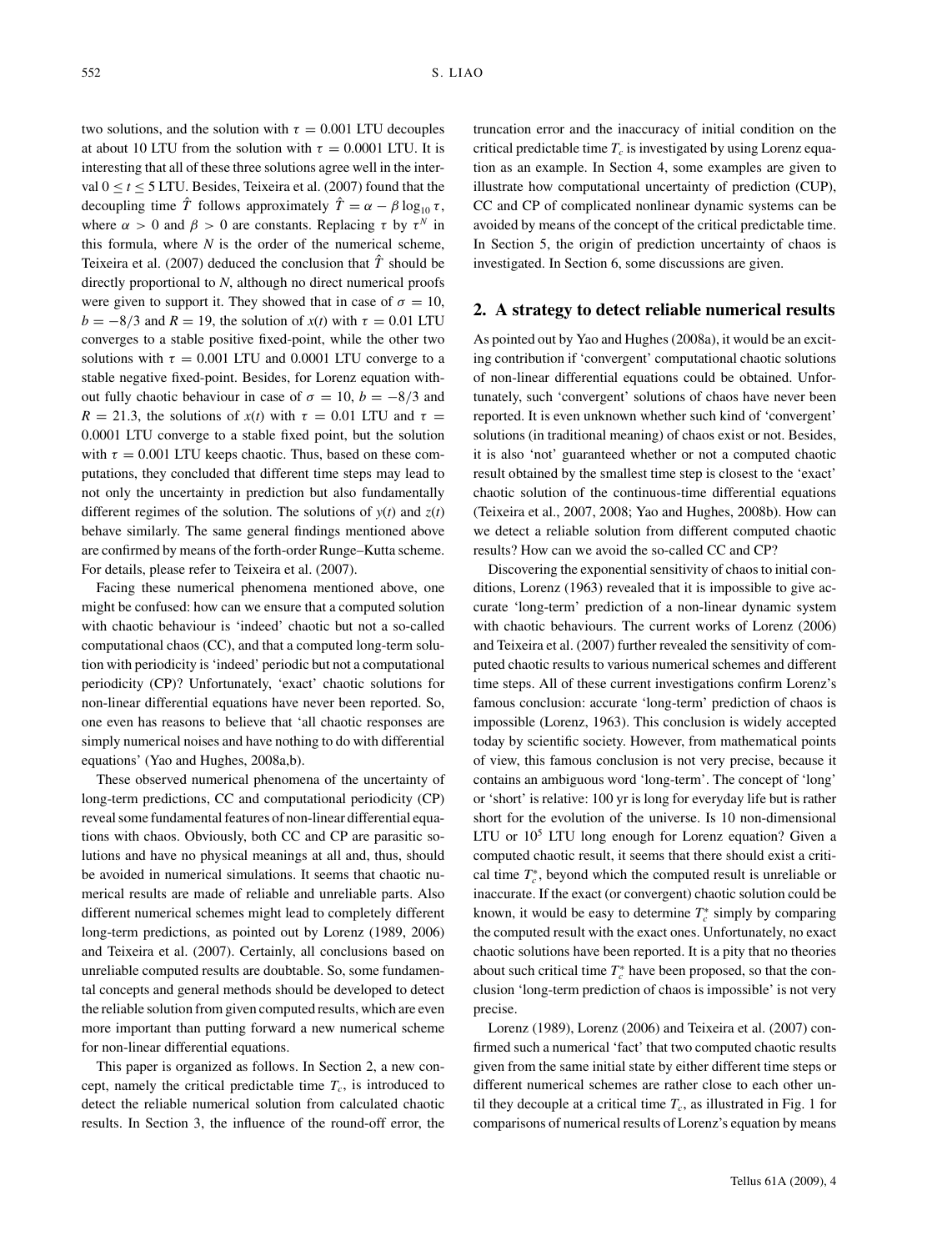two solutions, and the solution with $\tau = 0.001$ LTU decouples at about 10 LTU from the solution with $\tau = 0.0001$ LTU. It is interesting that all of these three solutions agree well in the interval $0 \le t \le 5$ LTU. Besides, Teixeira et al. (2007) found that the decoupling time $\hat{T}$ follows approximately $\hat{T} = \alpha - \beta \log_{10} \tau$, where $\alpha > 0$ and $\beta > 0$ are constants. Replacing $\tau$ by $\tau^N$ in this formula, where $N$ is the order of the numerical scheme, Teixeira et al. (2007) deduced the conclusion that $\hat{T}$ should be directly proportional to $N$, although no direct numerical proofs were given to support it. They showed that in case of $\sigma = 10$, $b = -8/3$ and $R = 19$, the solution of $x(t)$ with $\tau = 0.01$ LTU converges to a stable positive fixed-point, while the other two solutions with $\tau = 0.001$ LTU and 0.0001 LTU converge to a stable negative fixed-point. Besides, for Lorenz equation without fully chaotic behaviour in case of $\sigma = 10$, $b = -8/3$ and $R = 21.3$, the solutions of $x(t)$ with $\tau = 0.01$ LTU and $\tau = 0.0001$ LTU converge to a stable fixed point, but the solution with $\tau = 0.001$ LTU keeps chaotic. Thus, based on these computations, they concluded that different time steps may lead to not only the uncertainty in prediction but also fundamentally different regimes of the solution. The solutions of $y(t)$ and $z(t)$ behave similarly. The same general findings mentioned above are confirmed by means of the forth-order Runge–Kutta scheme. For details, please refer to Teixeira et al. (2007).

Facing these numerical phenomena mentioned above, one might be confused: how can we ensure that a computed solution with chaotic behaviour is 'indeed' chaotic but not a so-called computational chaos (CC), and that a computed long-term solution with periodicity is 'indeed' periodic but not a computational periodicity (CP)? Unfortunately, 'exact' chaotic solutions for non-linear differential equations have never been reported. So, one even has reasons to believe that 'all chaotic responses are simply numerical noises and have nothing to do with differential equations' (Yao and Hughes, 2008a,b).

These observed numerical phenomena of the uncertainty of long-term predictions, CC and computational periodicity (CP) reveal some fundamental features of non-linear differential equations with chaos. Obviously, both CC and CP are parasitic solutions and have no physical meanings at all and, thus, should be avoided in numerical simulations. It seems that chaotic numerical results are made of reliable and unreliable parts. Also different numerical schemes might lead to completely different long-term predictions, as pointed out by Lorenz (1989, 2006) and Teixeira et al. (2007). Certainly, all conclusions based on unreliable computed results are doubtable. So, some fundamental concepts and general methods should be developed to detect the reliable solution from given computed results, which are even more important than putting forward a new numerical scheme for non-linear differential equations.

This paper is organized as follows. In Section 2, a new concept, namely the critical predictable time $T_c$, is introduced to detect the reliable numerical solution from calculated chaotic results. In Section 3, the influence of the round-off error, the truncation error and the inaccuracy of initial condition on the critical predictable time $T_c$ is investigated by using Lorenz equation as an example. In Section 4, some examples are given to illustrate how computational uncertainty of prediction (CUP), CC and CP of complicated nonlinear dynamic systems can be avoided by means of the concept of the critical predictable time. In Section 5, the origin of prediction uncertainty of chaos is investigated. In Section 6, some discussions are given.

## 2. A strategy to detect reliable numerical results

As pointed out by Yao and Hughes (2008a), it would be an exciting contribution if 'convergent' computational chaotic solutions of non-linear differential equations could be obtained. Unfortunately, such 'convergent' solutions of chaos have never been reported. It is even unknown whether such kind of 'convergent' solutions (in traditional meaning) of chaos exist or not. Besides, it is also 'not' guaranteed whether or not a computed chaotic result obtained by the smallest time step is closest to the 'exact' chaotic solution of the continuous-time differential equations (Teixeira et al., 2007, 2008; Yao and Hughes, 2008b). How can we detect a reliable solution from different computed chaotic results? How can we avoid the so-called CC and CP?

Discovering the exponential sensitivity of chaos to initial conditions, Lorenz (1963) revealed that it is impossible to give accurate 'long-term' prediction of a non-linear dynamic system with chaotic behaviours. The current works of Lorenz (2006) and Teixeira et al. (2007) further revealed the sensitivity of computed chaotic results to various numerical schemes and different time steps. All of these current investigations confirm Lorenz's famous conclusion: accurate 'long-term' prediction of chaos is impossible (Lorenz, 1963). This conclusion is widely accepted today by scientific society. However, from mathematical points of view, this famous conclusion is not very precise, because it contains an ambiguous word 'long-term'. The concept of 'long' or 'short' is relative: 100 yr is long for everyday life but is rather short for the evolution of the universe. Is 10 non-dimensional LTU or $10^5$ LTU long enough for Lorenz equation? Given a computed chaotic result, it seems that there should exist a critical time $T_c^*$, beyond which the computed result is unreliable or inaccurate. If the exact (or convergent) chaotic solution could be known, it would be easy to determine $T_c^*$ simply by comparing the computed result with the exact ones. Unfortunately, no exact chaotic solutions have been reported. It is a pity that no theories about such critical time $T_c^*$ have been proposed, so that the conclusion 'long-term prediction of chaos is impossible' is not very precise.

Lorenz (1989), Lorenz (2006) and Teixeira et al. (2007) confirmed such a numerical 'fact' that two computed chaotic results given from the same initial state by either different time steps or different numerical schemes are rather close to each other until they decouple at a critical time $T_c$, as illustrated in Fig. 1 for comparisons of numerical results of Lorenz's equation by means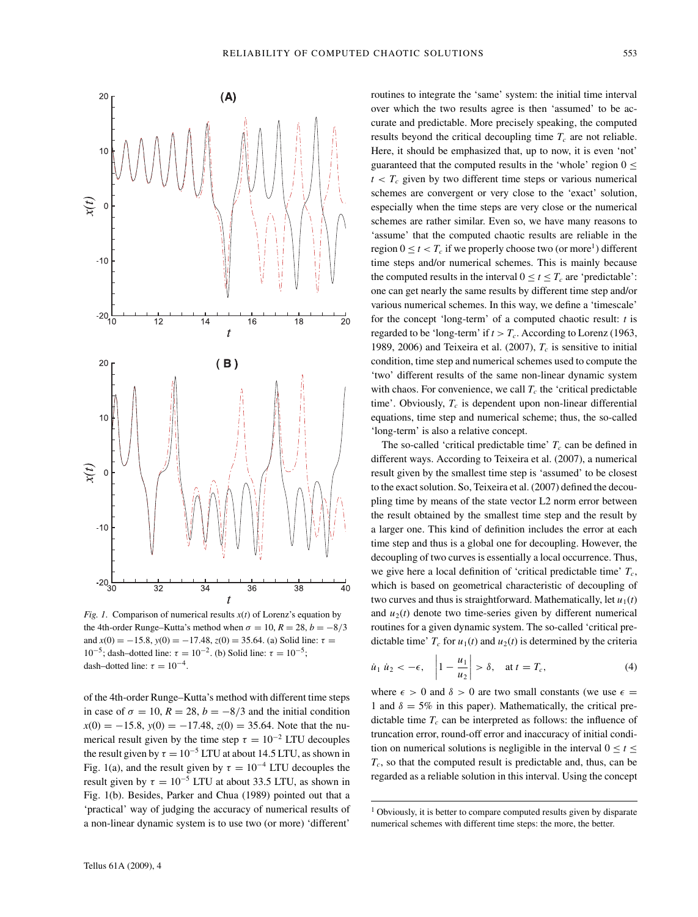*Fig. 1*. Comparison of numerical results $x(t)$ of Lorenz's equation by the 4th-order Runge–Kutta's method when $\sigma = 10$, $R = 28$, $b = -8/3$ and $x(0) = -15.8$, $y(0) = -17.48$, $z(0) = 35.64$. (a) Solid line: $\tau = 10^{-5}$; dash–dotted line: $\tau = 10^{-2}$. (b) Solid line: $\tau = 10^{-5}$; dash–dotted line: $\tau = 10^{-4}$.

of the 4th-order Runge–Kutta's method with different time steps in case of $\sigma = 10$, $R = 28$, $b = -8/3$ and the initial condition $x(0) = -15.8$, $y(0) = -17.48$, $z(0) = 35.64$. Note that the numerical result given by the time step $\tau = 10^{-2}$ LTU decouples the result given by $\tau = 10^{-5}$ LTU at about 14.5 LTU, as shown in Fig. 1(a), and the result given by $\tau = 10^{-4}$ LTU decouples the result given by $\tau = 10^{-5}$ LTU at about 33.5 LTU, as shown in Fig. 1(b). Besides, Parker and Chua (1989) pointed out that a 'practical' way of judging the accuracy of numerical results of a non-linear dynamic system is to use two (or more) 'different' routines to integrate the 'same' system: the initial time interval over which the two results agree is then 'assumed' to be accurate and predictable. More precisely speaking, the computed results beyond the critical decoupling time $T_c$ are not reliable. Here, it should be emphasized that, up to now, it is even 'not' guaranteed that the computed results in the 'whole' region $0 \leq t < T_c$ given by two different time steps or various numerical schemes are convergent or very close to the 'exact' solution, especially when the time steps are very close or the numerical schemes are rather similar. Even so, we have many reasons to 'assume' that the computed chaotic results are reliable in the region $0 \leq t < T_c$ if we properly choose two (or more[1]) different time steps and/or numerical schemes. This is mainly because the computed results in the interval $0 \leq t \leq T_c$ are 'predictable': one can get nearly the same results by different time step and/or various numerical schemes. In this way, we define a 'timescale' for the concept 'long-term' of a computed chaotic result: $t$ is regarded to be 'long-term' if $t > T_c$. According to Lorenz (1963, 1989, 2006) and Teixeira et al. (2007), $T_c$ is sensitive to initial condition, time step and numerical schemes used to compute the 'two' different results of the same non-linear dynamic system with chaos. For convenience, we call $T_c$ the 'critical predictable time'. Obviously, $T_c$ is dependent upon non-linear differential equations, time step and numerical scheme; thus, the so-called 'long-term' is also a relative concept.

The so-called 'critical predictable time' $T_c$ can be defined in different ways. According to Teixeira et al. (2007), a numerical result given by the smallest time step is 'assumed' to be closest to the exact solution. So, Teixeira et al. (2007) defined the decoupling time by means of the state vector L2 norm error between the result obtained by the smallest time step and the result by a larger one. This kind of definition includes the error at each time step and thus is a global one for decoupling. However, the decoupling of two curves is essentially a local occurrence. Thus, we give here a local definition of 'critical predictable time' $T_c$, which is based on geometrical characteristic of decoupling of two curves and thus is straightforward. Mathematically, let $u_1(t)$ and $u_2(t)$ denote two time-series given by different numerical routines for a given dynamic system. The so-called 'critical predictable time' $T_c$ for $u_1(t)$ and $u_2(t)$ is determined by the criteria

$$\dot{u}_1\,\dot{u}_2 < -\epsilon, \quad \left|1 - \frac{u_1}{u_2}\right| > \delta, \quad \text{at } t = T_c, \tag{4}$$

where $\epsilon > 0$ and $\delta > 0$ are two small constants (we use $\epsilon = 1$ and $\delta = 5\%$ in this paper). Mathematically, the critical predictable time $T_c$ can be interpreted as follows: the influence of truncation error, round-off error and inaccuracy of initial condition on numerical solutions is negligible in the interval $0 \leq t \leq T_c$, so that the computed result is predictable and, thus, can be regarded as a reliable solution in this interval. Using the concept

[1] Obviously, it is better to compare computed results given by disparate numerical schemes with different time steps: the more, the better.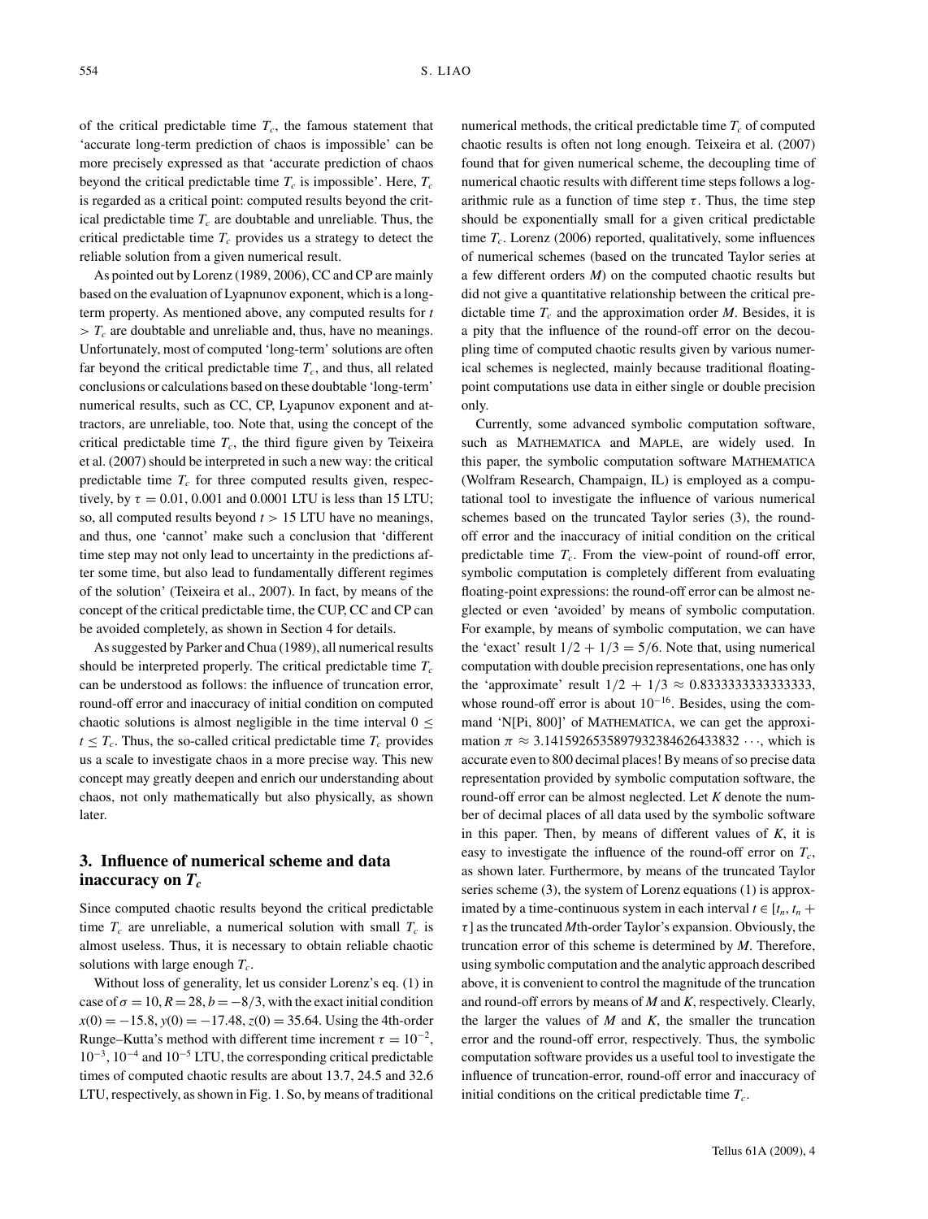of the critical predictable time $T_c$, the famous statement that 'accurate long-term prediction of chaos is impossible' can be more precisely expressed as that 'accurate prediction of chaos beyond the critical predictable time $T_c$ is impossible'. Here, $T_c$ is regarded as a critical point: computed results beyond the critical predictable time $T_c$ are doubtable and unreliable. Thus, the critical predictable time $T_c$ provides us a strategy to detect the reliable solution from a given numerical result.

As pointed out by Lorenz (1989, 2006), CC and CP are mainly based on the evaluation of Lyapnunov exponent, which is a long-term property. As mentioned above, any computed results for $t > T_c$ are doubtable and unreliable and, thus, have no meanings. Unfortunately, most of computed 'long-term' solutions are often far beyond the critical predictable time $T_c$, and thus, all related conclusions or calculations based on these doubtable 'long-term' numerical results, such as CC, CP, Lyapunov exponent and attractors, are unreliable, too. Note that, using the concept of the critical predictable time $T_c$, the third figure given by Teixeira et al. (2007) should be interpreted in such a new way: the critical predictable time $T_c$ for three computed results given, respectively, by $\tau = 0.01$, 0.001 and 0.0001 LTU is less than 15 LTU; so, all computed results beyond $t > 15$ LTU have no meanings, and thus, one 'cannot' make such a conclusion that 'different time step may not only lead to uncertainty in the predictions after some time, but also lead to fundamentally different regimes of the solution' (Teixeira et al., 2007). In fact, by means of the concept of the critical predictable time, the CUP, CC and CP can be avoided completely, as shown in Section 4 for details.

As suggested by Parker and Chua (1989), all numerical results should be interpreted properly. The critical predictable time $T_c$ can be understood as follows: the influence of truncation error, round-off error and inaccuracy of initial condition on computed chaotic solutions is almost negligible in the time interval $0 \leq t \leq T_c$. Thus, the so-called critical predictable time $T_c$ provides us a scale to investigate chaos in a more precise way. This new concept may greatly deepen and enrich our understanding about chaos, not only mathematically but also physically, as shown later.

## 3. Influence of numerical scheme and data inaccuracy on $T_c$

Since computed chaotic results beyond the critical predictable time $T_c$ are unreliable, a numerical solution with small $T_c$ is almost useless. Thus, it is necessary to obtain reliable chaotic solutions with large enough $T_c$.

Without loss of generality, let us consider Lorenz's eq. (1) in case of $\sigma = 10, R = 28, b = -8/3$, with the exact initial condition $x(0) = -15.8$, $y(0) = -17.48$, $z(0) = 35.64$. Using the 4th-order Runge–Kutta's method with different time increment $\tau = 10^{-2}$, $10^{-3}$, $10^{-4}$ and $10^{-5}$ LTU, the corresponding critical predictable times of computed chaotic results are about 13.7, 24.5 and 32.6 LTU, respectively, as shown in Fig. 1. So, by means of traditional numerical methods, the critical predictable time $T_c$ of computed chaotic results is often not long enough. Teixeira et al. (2007) found that for given numerical scheme, the decoupling time of numerical chaotic results with different time steps follows a logarithmic rule as a function of time step $\tau$. Thus, the time step should be exponentially small for a given critical predictable time $T_c$. Lorenz (2006) reported, qualitatively, some influences of numerical schemes (based on the truncated Taylor series at a few different orders $M$) on the computed chaotic results but did not give a quantitative relationship between the critical predictable time $T_c$ and the approximation order $M$. Besides, it is a pity that the influence of the round-off error on the decoupling time of computed chaotic results given by various numerical schemes is neglected, mainly because traditional floating-point computations use data in either single or double precision only.

Currently, some advanced symbolic computation software, such as MATHEMATICA and MAPLE, are widely used. In this paper, the symbolic computation software MATHEMATICA (Wolfram Research, Champaign, IL) is employed as a computational tool to investigate the influence of various numerical schemes based on the truncated Taylor series (3), the round-off error and the inaccuracy of initial condition on the critical predictable time $T_c$. From the view-point of round-off error, symbolic computation is completely different from evaluating floating-point expressions: the round-off error can be almost neglected or even 'avoided' by means of symbolic computation. For example, by means of symbolic computation, we can have the 'exact' result $1/2 + 1/3 = 5/6$. Note that, using numerical computation with double precision representations, one has only the 'approximate' result $1/2 + 1/3 \approx 0.8333333333333333$, whose round-off error is about $10^{-16}$. Besides, using the command 'N[Pi, 800]' of MATHEMATICA, we can get the approximation $\pi \approx 3.14159265358979323846264338 32 \cdots$, which is accurate even to 800 decimal places! By means of so precise data representation provided by symbolic computation software, the round-off error can be almost neglected. Let $K$ denote the number of decimal places of all data used by the symbolic software in this paper. Then, by means of different values of $K$, it is easy to investigate the influence of the round-off error on $T_c$, as shown later. Furthermore, by means of the truncated Taylor series scheme (3), the system of Lorenz equations (1) is approximated by a time-continuous system in each interval $t \in [t_n, t_n + \tau]$ as the truncated $M$th-order Taylor's expansion. Obviously, the truncation error of this scheme is determined by $M$. Therefore, using symbolic computation and the analytic approach described above, it is convenient to control the magnitude of the truncation and round-off errors by means of $M$ and $K$, respectively. Clearly, the larger the values of $M$ and $K$, the smaller the truncation error and the round-off error, respectively. Thus, the symbolic computation software provides us a useful tool to investigate the influence of truncation-error, round-off error and inaccuracy of initial conditions on the critical predictable time $T_c$.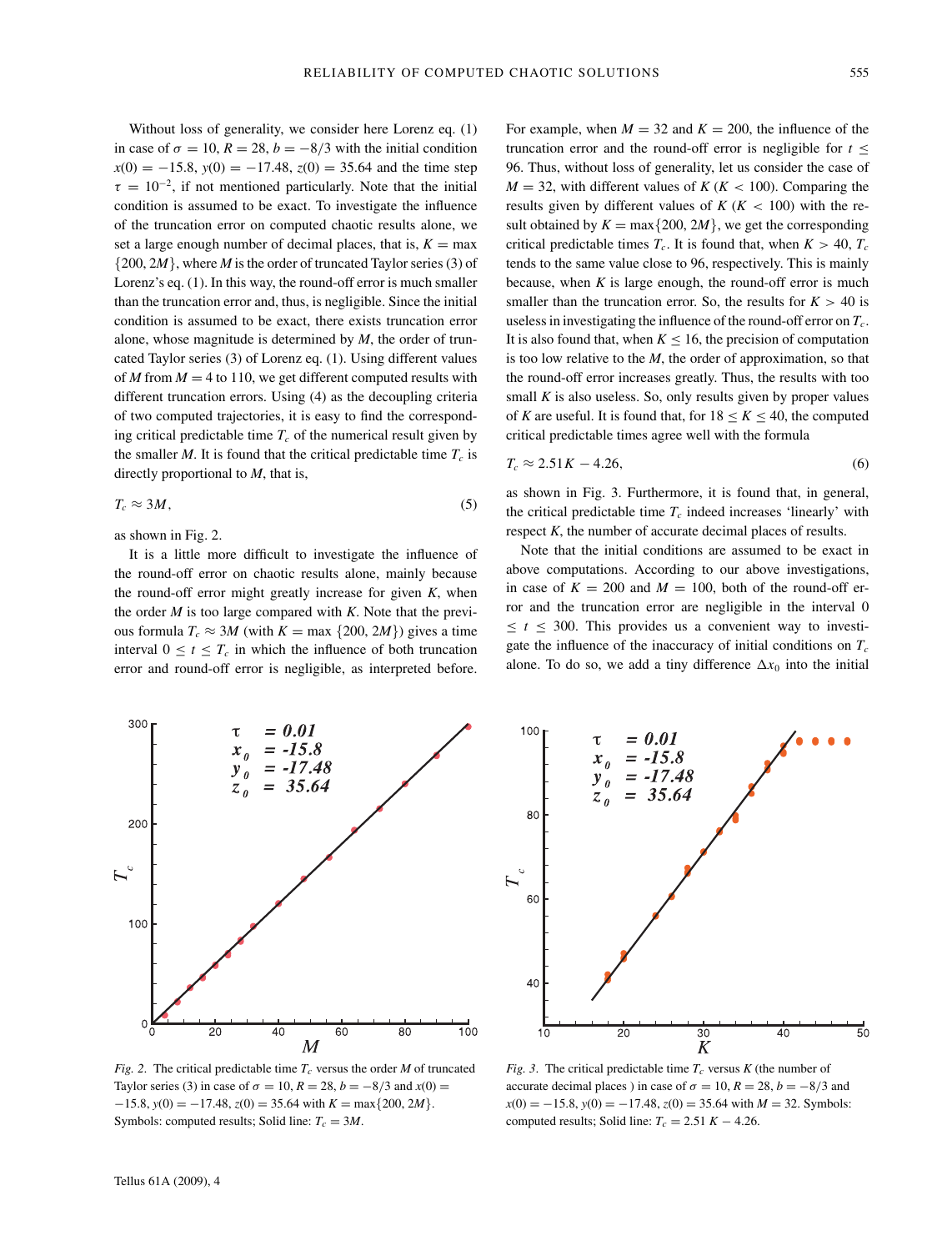Without loss of generality, we consider here Lorenz eq. (1) in case of $\sigma = 10$, $R = 28$, $b = -8/3$ with the initial condition $x(0) = -15.8$, $y(0) = -17.48$, $z(0) = 35.64$ and the time step $\tau = 10^{-2}$, if not mentioned particularly. Note that the initial condition is assumed to be exact. To investigate the influence of the truncation error on computed chaotic results alone, we set a large enough number of decimal places, that is, $K = \max\{200, 2M\}$, where $M$ is the order of truncated Taylor series (3) of Lorenz's eq. (1). In this way, the round-off error is much smaller than the truncation error and, thus, is negligible. Since the initial condition is assumed to be exact, there exists truncation error alone, whose magnitude is determined by $M$, the order of truncated Taylor series (3) of Lorenz eq. (1). Using different values of $M$ from $M = 4$ to 110, we get different computed results with different truncation errors. Using (4) as the decoupling criteria of two computed trajectories, it is easy to find the corresponding critical predictable time $T_c$ of the numerical result given by the smaller $M$. It is found that the critical predictable time $T_c$ is directly proportional to $M$, that is,

$$T_c \approx 3M, \tag{5}$$

as shown in Fig. 2.

It is a little more difficult to investigate the influence of the round-off error on chaotic results alone, mainly because the round-off error might greatly increase for given $K$, when the order $M$ is too large compared with $K$. Note that the previous formula $T_c \approx 3M$ (with $K = \max\{200, 2M\}$) gives a time interval $0 \le t \le T_c$ in which the influence of both truncation error and round-off error is negligible, as interpreted before. For example, when $M = 32$ and $K = 200$, the influence of the truncation error and the round-off error is negligible for $t \le 96$. Thus, without loss of generality, let us consider the case of $M = 32$, with different values of $K$ ($K < 100$). Comparing the results given by different values of $K$ ($K < 100$) with the result obtained by $K = \max\{200, 2M\}$, we get the corresponding critical predictable times $T_c$. It is found that, when $K > 40$, $T_c$ tends to the same value close to 96, respectively. This is mainly because, when $K$ is large enough, the round-off error is much smaller than the truncation error. So, the results for $K > 40$ is useless in investigating the influence of the round-off error on $T_c$. It is also found that, when $K \le 16$, the precision of computation is too low relative to the $M$, the order of approximation, so that the round-off error increases greatly. Thus, the results with too small $K$ is also useless. So, only results given by proper values of $K$ are useful. It is found that, for $18 \le K \le 40$, the computed critical predictable times agree well with the formula

$$T_c \approx 2.51K - 4.26, \tag{6}$$

as shown in Fig. 3. Furthermore, it is found that, in general, the critical predictable time $T_c$ indeed increases 'linearly' with respect $K$, the number of accurate decimal places of results.

Note that the initial conditions are assumed to be exact in above computations. According to our above investigations, in case of $K = 200$ and $M = 100$, both of the round-off error and the truncation error are negligible in the interval $0 \le t \le 300$. This provides us a convenient way to investigate the influence of the inaccuracy of initial conditions on $T_c$ alone. To do so, we add a tiny difference $\Delta x_0$ into the initial

*Fig. 2.* The critical predictable time $T_c$ versus the order $M$ of truncated Taylor series (3) in case of $\sigma = 10$, $R = 28$, $b = -8/3$ and $x(0) = -15.8$, $y(0) = -17.48$, $z(0) = 35.64$ with $K = \max\{200, 2M\}$. Symbols: computed results; Solid line: $T_c = 3M$.

*Fig. 3.* The critical predictable time $T_c$ versus $K$ (the number of accurate decimal places ) in case of $\sigma = 10$, $R = 28$, $b = -8/3$ and $x(0) = -15.8$, $y(0) = -17.48$, $z(0) = 35.64$ with $M = 32$. Symbols: computed results; Solid line: $T_c = 2.51\,K - 4.26$.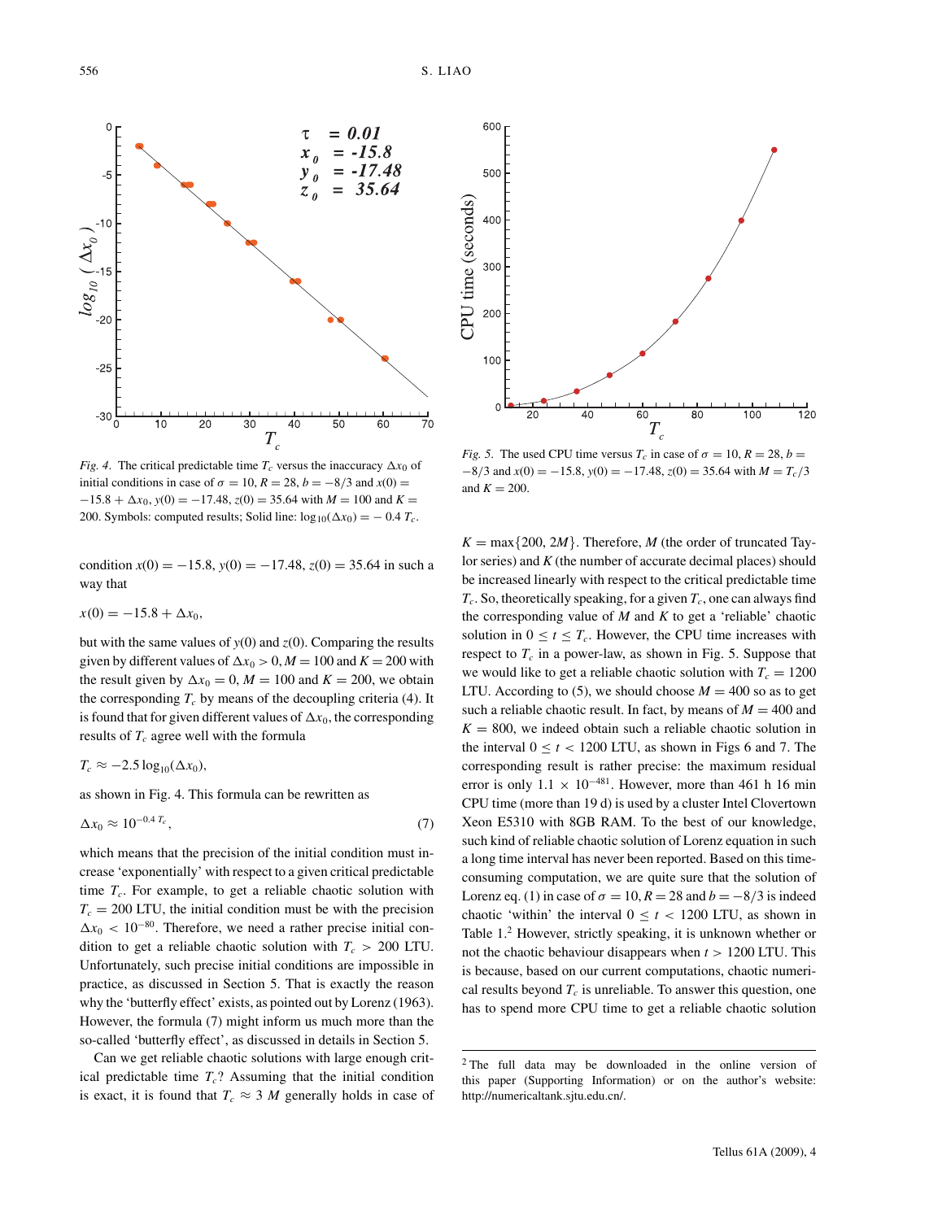*Fig. 4.* The critical predictable time $T_c$ versus the inaccuracy $\Delta x_0$ of initial conditions in case of $\sigma = 10$, $R = 28$, $b = -8/3$ and $x(0) = -15.8 + \Delta x_0$, $y(0) = -17.48$, $z(0) = 35.64$ with $M = 100$ and $K = 200$. Symbols: computed results; Solid line: $\log_{10}(\Delta x_0) = -0.4\, T_c$.

*Fig. 5.* The used CPU time versus $T_c$ in case of $\sigma = 10$, $R = 28$, $b = -8/3$ and $x(0) = -15.8$, $y(0) = -17.48$, $z(0) = 35.64$ with $M = T_c/3$ and $K = 200$.

condition $x(0) = -15.8$, $y(0) = -17.48$, $z(0) = 35.64$ in such a way that

$$x(0) = -15.8 + \Delta x_0,$$

but with the same values of $y(0)$ and $z(0)$. Comparing the results given by different values of $\Delta x_0 > 0$, $M = 100$ and $K = 200$ with the result given by $\Delta x_0 = 0$, $M = 100$ and $K = 200$, we obtain the corresponding $T_c$ by means of the decoupling criteria (4). It is found that for given different values of $\Delta x_0$, the corresponding results of $T_c$ agree well with the formula

$$T_c \approx -2.5 \log_{10}(\Delta x_0),$$

as shown in Fig. 4. This formula can be rewritten as

$$\Delta x_0 \approx 10^{-0.4\, T_c}, \tag{7}$$

which means that the precision of the initial condition must increase 'exponentially' with respect to a given critical predictable time $T_c$. For example, to get a reliable chaotic solution with $T_c = 200$ LTU, the initial condition must be with the precision $\Delta x_0 < 10^{-80}$. Therefore, we need a rather precise initial condition to get a reliable chaotic solution with $T_c > 200$ LTU. Unfortunately, such precise initial conditions are impossible in practice, as discussed in Section 5. That is exactly the reason why the 'butterfly effect' exists, as pointed out by Lorenz (1963). However, the formula (7) might inform us much more than the so-called 'butterfly effect', as discussed in details in Section 5.

Can we get reliable chaotic solutions with large enough critical predictable time $T_c$? Assuming that the initial condition is exact, it is found that $T_c \approx 3\, M$ generally holds in case of $K = \max\{200, 2M\}$. Therefore, $M$ (the order of truncated Taylor series) and $K$ (the number of accurate decimal places) should be increased linearly with respect to the critical predictable time $T_c$. So, theoretically speaking, for a given $T_c$, one can always find the corresponding value of $M$ and $K$ to get a 'reliable' chaotic solution in $0 \le t \le T_c$. However, the CPU time increases with respect to $T_c$ in a power-law, as shown in Fig. 5. Suppose that we would like to get a reliable chaotic solution with $T_c = 1200$ LTU. According to (5), we should choose $M = 400$ so as to get such a reliable chaotic result. In fact, by means of $M = 400$ and $K = 800$, we indeed obtain such a reliable chaotic solution in the interval $0 \le t < 1200$ LTU, as shown in Figs 6 and 7. The corresponding result is rather precise: the maximum residual error is only $1.1 \times 10^{-481}$. However, more than 461 h 16 min CPU time (more than 19 d) is used by a cluster Intel Clovertown Xeon E5310 with 8GB RAM. To the best of our knowledge, such kind of reliable chaotic solution of Lorenz equation in such a long time interval has never been reported. Based on this time-consuming computation, we are quite sure that the solution of Lorenz eq. (1) in case of $\sigma = 10$, $R = 28$ and $b = -8/3$ is indeed chaotic 'within' the interval $0 \le t < 1200$ LTU, as shown in Table 1.[2] However, strictly speaking, it is unknown whether or not the chaotic behaviour disappears when $t > 1200$ LTU. This is because, based on our current computations, chaotic numerical results beyond $T_c$ is unreliable. To answer this question, one has to spend more CPU time to get a reliable chaotic solution

[2] The full data may be downloaded in the online version of this paper (Supporting Information) or on the author's website: http://numericaltank.sjtu.edu.cn/.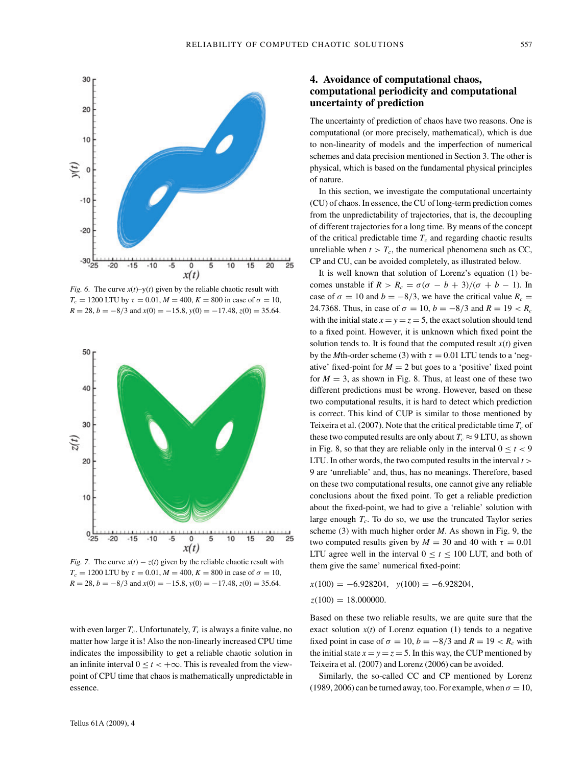*Fig. 6.* The curve $x(t)$–$y(t)$ given by the reliable chaotic result with $T_c = 1200$ LTU by $\tau = 0.01$, $M = 400$, $K = 800$ in case of $\sigma = 10$, $R = 28$, $b = -8/3$ and $x(0) = -15.8$, $y(0) = -17.48$, $z(0) = 35.64$.

*Fig. 7.* The curve $x(t) - z(t)$ given by the reliable chaotic result with $T_c = 1200$ LTU by $\tau = 0.01$, $M = 400$, $K = 800$ in case of $\sigma = 10$, $R = 28$, $b = -8/3$ and $x(0) = -15.8$, $y(0) = -17.48$, $z(0) = 35.64$.

with even larger $T_c$. Unfortunately, $T_c$ is always a finite value, no matter how large it is! Also the non-linearly increased CPU time indicates the impossibility to get a reliable chaotic solution in an infinite interval $0 \le t < +\infty$. This is revealed from the view-point of CPU time that chaos is mathematically unpredictable in essence.

## 4. Avoidance of computational chaos, computational periodicity and computational uncertainty of prediction

The uncertainty of prediction of chaos have two reasons. One is computational (or more precisely, mathematical), which is due to non-linearity of models and the imperfection of numerical schemes and data precision mentioned in Section 3. The other is physical, which is based on the fundamental physical principles of nature.

In this section, we investigate the computational uncertainty (CU) of chaos. In essence, the CU of long-term prediction comes from the unpredictability of trajectories, that is, the decoupling of different trajectories for a long time. By means of the concept of the critical predictable time $T_c$ and regarding chaotic results unreliable when $t > T_c$, the numerical phenomena such as CC, CP and CU, can be avoided completely, as illustrated below.

It is well known that solution of Lorenz's equation (1) becomes unstable if $R > R_c = \sigma(\sigma - b + 3)/(\sigma + b - 1)$. In case of $\sigma = 10$ and $b = -8/3$, we have the critical value $R_c = 24.7368$. Thus, in case of $\sigma = 10$, $b = -8/3$ and $R = 19 < R_c$ with the initial state $x = y = z = 5$, the exact solution should tend to a fixed point. However, it is unknown which fixed point the solution tends to. It is found that the computed result $x(t)$ given by the $M$th-order scheme (3) with $\tau = 0.01$ LTU tends to a 'negative' fixed-point for $M = 2$ but goes to a 'positive' fixed point for $M = 3$, as shown in Fig. 8. Thus, at least one of these two different predictions must be wrong. However, based on these two computational results, it is hard to detect which prediction is correct. This kind of CUP is similar to those mentioned by Teixeira et al. (2007). Note that the critical predictable time $T_c$ of these two computed results are only about $T_c \approx 9$ LTU, as shown in Fig. 8, so that they are reliable only in the interval $0 \le t < 9$ LTU. In other words, the two computed results in the interval $t > 9$ are 'unreliable' and, thus, has no meanings. Therefore, based on these two computational results, one cannot give any reliable conclusions about the fixed point. To get a reliable prediction about the fixed-point, we had to give a 'reliable' solution with large enough $T_c$. To do so, we use the truncated Taylor series scheme (3) with much higher order $M$. As shown in Fig. 9, the two computed results given by $M = 30$ and 40 with $\tau = 0.01$ LTU agree well in the interval $0 \le t \le 100$ LUT, and both of them give the same' numerical fixed-point:

$$x(100) = -6.928204, \quad y(100) = -6.928204,$$

$$z(100) = 18.000000.$$

Based on these two reliable results, we are quite sure that the exact solution $x(t)$ of Lorenz equation (1) tends to a negative fixed point in case of $\sigma = 10$, $b = -8/3$ and $R = 19 < R_c$ with the initial state $x = y = z = 5$. In this way, the CUP mentioned by Teixeira et al. (2007) and Lorenz (2006) can be avoided.

Similarly, the so-called CC and CP mentioned by Lorenz (1989, 2006) can be turned away, too. For example, when $\sigma = 10$,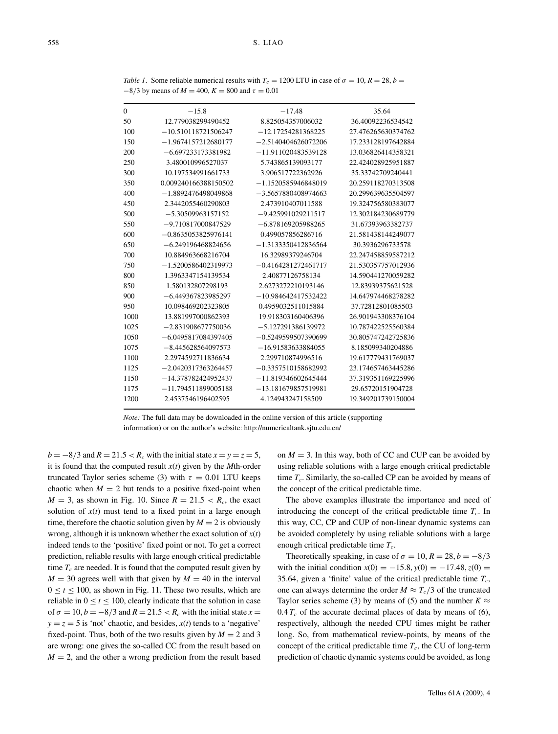*Table 1.* Some reliable numerical results with $T_c = 1200$ LTU in case of $\sigma = 10$, $R = 28$, $b = -8/3$ by means of $M = 400$, $K = 800$ and $\tau = 0.01$

| | | | |
|---|---|---|---|
| 0 | −15.8 | −17.48 | 35.64 |
| 50 | 12.779038299490452 | 8.825054357006032 | 36.40092236534542 |
| 100 | −10.510118721506247 | −12.17254281368225 | 27.476265630374762 |
| 150 | −1.9674157212680177 | −2.5140404626072206 | 17.233128197642884 |
| 200 | −6.697233173381982 | −11.911020483539128 | 13.036826414358321 |
| 250 | 3.480010996527037 | 5.743865139093177 | 22.424028925951887 |
| 300 | 10.197534991661733 | 3.906517722362926 | 35.33742709240441 |
| 350 | 0.009240166388150502 | −1.1520585946848019 | 20.259118270313508 |
| 400 | −1.8892476498049868 | −3.5657880408974663 | 20.299639635504597 |
| 450 | 2.3442055460290803 | 2.473910407011588 | 19.324756580383077 |
| 500 | −5.30509963157152 | −9.425991029211517 | 12.302184230689779 |
| 550 | −9.710817000847529 | −6.878169205988265 | 31.67393963382737 |
| 600 | −0.8635053825976141 | 0.499057856286716 | 21.581438144249077 |
| 650 | −6.249196468824656 | −1.3133350412836564 | 30.3936296733578 |
| 700 | 10.884963668216704 | 16.32989379246704 | 22.247458859587212 |
| 750 | −1.5200586402319973 | −0.4164281272461717 | 21.530357757012936 |
| 800 | 1.3963347154139534 | 2.40877126758134 | 14.590441270059282 |
| 850 | 1.580132807298193 | 2.6273272210193146 | 12.83939375621528 |
| 900 | −6.449367823985297 | −10.984642417532422 | 14.647974468278282 |
| 950 | 10.098469202323805 | 0.4959032511015884 | 37.72812801085503 |
| 1000 | 13.881997000862393 | 19.918303160406396 | 26.901943308376104 |
| 1025 | −2.831908677750036 | −5.127291386139972 | 10.787422525560384 |
| 1050 | −6.0495817084397405 | −0.5249599507390699 | 30.805747242725836 |
| 1075 | −8.445628564097573 | −16.91583633884055 | 8.185099340204886 |
| 1100 | 2.2974592711836634 | 2.299710874996516 | 19.617779431769037 |
| 1125 | −2.0420317363264457 | −0.3357510158682992 | 23.174657463445286 |
| 1150 | −14.378782424952437 | −11.819346602645444 | 37.319351169225996 |
| 1175 | −11.794511899005188 | −13.181679857519981 | 29.65720151904728 |
| 1200 | 2.4537546196402595 | 4.124943247158509 | 19.349201739150004 |

*Note:* The full data may be downloaded in the online version of this article (supporting information) or on the author's website: http://numericaltank.sjtu.edu.cn/

$b = -8/3$ and $R = 21.5 < R_c$ with the initial state $x = y = z = 5$, it is found that the computed result $x(t)$ given by the $M$th-order truncated Taylor series scheme (3) with $\tau = 0.01$ LTU keeps chaotic when $M = 2$ but tends to a positive fixed-point when $M = 3$, as shown in Fig. 10. Since $R = 21.5 < R_c$, the exact solution of $x(t)$ must tend to a fixed point in a large enough time, therefore the chaotic solution given by $M = 2$ is obviously wrong, although it is unknown whether the exact solution of $x(t)$ indeed tends to the 'positive' fixed point or not. To get a correct prediction, reliable results with large enough critical predictable time $T_c$ are needed. It is found that the computed result given by $M = 30$ agrees well with that given by $M = 40$ in the interval $0 \le t \le 100$, as shown in Fig. 11. These two results, which are reliable in $0 \le t \le 100$, clearly indicate that the solution in case of $\sigma = 10, b = -8/3$ and $R = 21.5 < R_c$ with the initial state $x = y = z = 5$ is 'not' chaotic, and besides, $x(t)$ tends to a 'negative' fixed-point. Thus, both of the two results given by $M = 2$ and 3 are wrong: one gives the so-called CC from the result based on $M = 2$, and the other a wrong prediction from the result based on $M = 3$. In this way, both of CC and CUP can be avoided by using reliable solutions with a large enough critical predictable time $T_c$. Similarly, the so-called CP can be avoided by means of the concept of the critical predictable time.

The above examples illustrate the importance and need of introducing the concept of the critical predictable time $T_c$. In this way, CC, CP and CUP of non-linear dynamic systems can be avoided completely by using reliable solutions with a large enough critical predictable time $T_c$.

Theoretically speaking, in case of $\sigma = 10, R = 28, b = -8/3$ with the initial condition $x(0) = -15.8, y(0) = -17.48, z(0) = 35.64$, given a 'finite' value of the critical predictable time $T_c$, one can always determine the order $M \approx T_c/3$ of the truncated Taylor series scheme (3) by means of (5) and the number $K \approx 0.4\,T_c$ of the accurate decimal places of data by means of (6), respectively, although the needed CPU times might be rather long. So, from mathematical review-points, by means of the concept of the critical predictable time $T_c$, the CU of long-term prediction of chaotic dynamic systems could be avoided, as long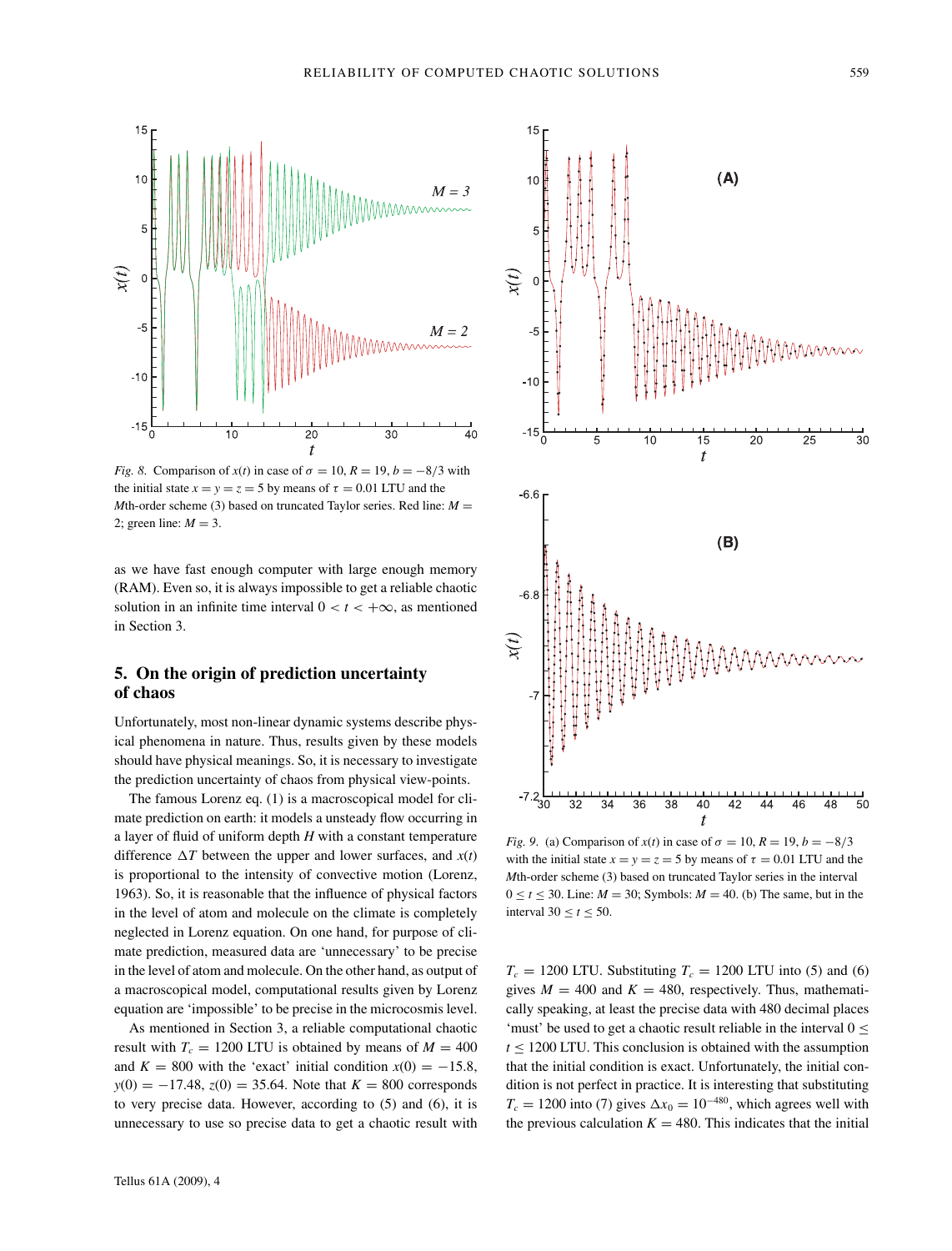*Fig. 8.* Comparison of $x(t)$ in case of $\sigma = 10$, $R = 19$, $b = -8/3$ with the initial state $x = y = z = 5$ by means of $\tau = 0.01$ LTU and the $M$th-order scheme (3) based on truncated Taylor series. Red line: $M = 2$; green line: $M = 3$.

as we have fast enough computer with large enough memory (RAM). Even so, it is always impossible to get a reliable chaotic solution in an infinite time interval $0 < t < +\infty$, as mentioned in Section 3.

## 5. On the origin of prediction uncertainty of chaos

Unfortunately, most non-linear dynamic systems describe physical phenomena in nature. Thus, results given by these models should have physical meanings. So, it is necessary to investigate the prediction uncertainty of chaos from physical view-points.

The famous Lorenz eq. (1) is a macroscopical model for climate prediction on earth: it models a unsteady flow occurring in a layer of fluid of uniform depth $H$ with a constant temperature difference $\Delta T$ between the upper and lower surfaces, and $x(t)$ is proportional to the intensity of convective motion (Lorenz, 1963). So, it is reasonable that the influence of physical factors in the level of atom and molecule on the climate is completely neglected in Lorenz equation. On one hand, for purpose of climate prediction, measured data are 'unnecessary' to be precise in the level of atom and molecule. On the other hand, as output of a macroscopical model, computational results given by Lorenz equation are 'impossible' to be precise in the microcosmis level.

As mentioned in Section 3, a reliable computational chaotic result with $T_c = 1200$ LTU is obtained by means of $M = 400$ and $K = 800$ with the 'exact' initial condition $x(0) = -15.8$, $y(0) = -17.48$, $z(0) = 35.64$. Note that $K = 800$ corresponds to very precise data. However, according to (5) and (6), it is unnecessary to use so precise data to get a chaotic result with

*Fig. 9.* (a) Comparison of $x(t)$ in case of $\sigma = 10$, $R = 19$, $b = -8/3$ with the initial state $x = y = z = 5$ by means of $\tau = 0.01$ LTU and the $M$th-order scheme (3) based on truncated Taylor series in the interval $0 \leq t \leq 30$. Line: $M = 30$; Symbols: $M = 40$. (b) The same, but in the interval $30 \leq t \leq 50$.

$T_c = 1200$ LTU. Substituting $T_c = 1200$ LTU into (5) and (6) gives $M = 400$ and $K = 480$, respectively. Thus, mathematically speaking, at least the precise data with 480 decimal places 'must' be used to get a chaotic result reliable in the interval $0 \leq t \leq 1200$ LTU. This conclusion is obtained with the assumption that the initial condition is exact. Unfortunately, the initial condition is not perfect in practice. It is interesting that substituting $T_c = 1200$ into (7) gives $\Delta x_0 = 10^{-480}$, which agrees well with the previous calculation $K = 480$. This indicates that the initial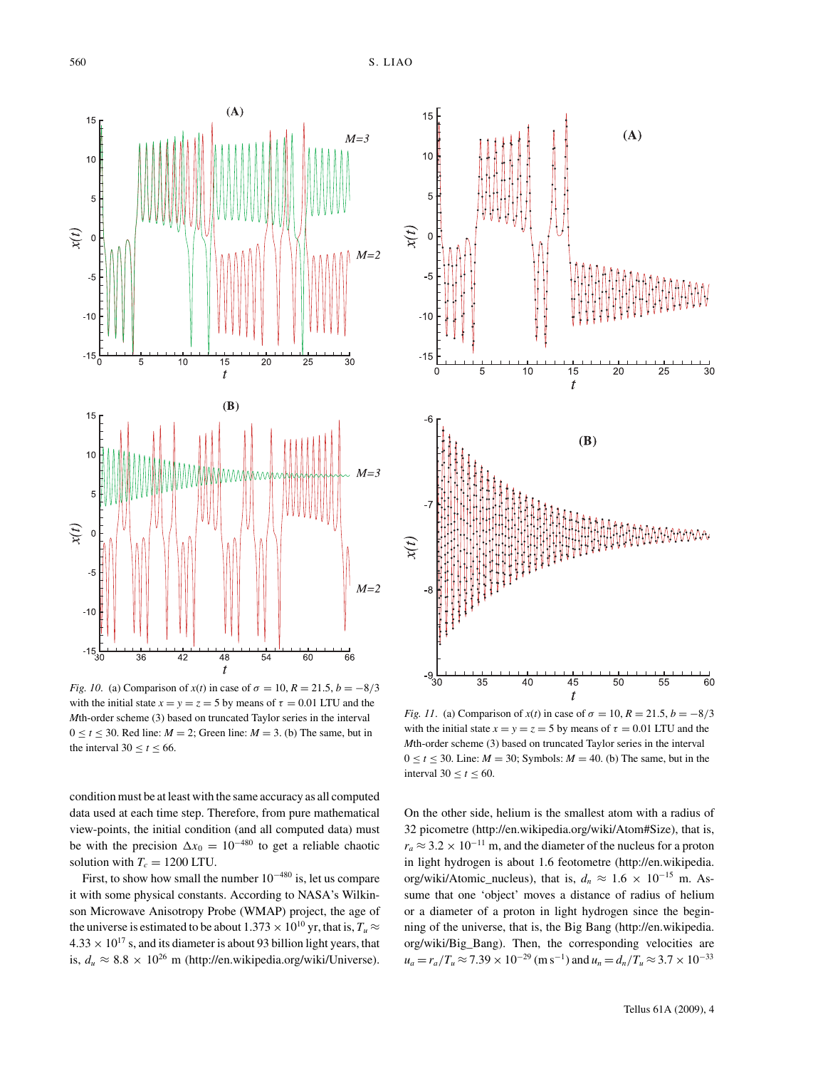*Fig. 10.* (a) Comparison of $x(t)$ in case of $\sigma = 10$, $R = 21.5$, $b = -8/3$ with the initial state $x = y = z = 5$ by means of $\tau = 0.01$ LTU and the $M$th-order scheme (3) based on truncated Taylor series in the interval $0 \le t \le 30$. Red line: $M = 2$; Green line: $M = 3$. (b) The same, but in the interval $30 \le t \le 66$.

*Fig. 11.* (a) Comparison of $x(t)$ in case of $\sigma = 10$, $R = 21.5$, $b = -8/3$ with the initial state $x = y = z = 5$ by means of $\tau = 0.01$ LTU and the $M$th-order scheme (3) based on truncated Taylor series in the interval $0 \le t \le 30$. Line: $M = 30$; Symbols: $M = 40$. (b) The same, but in the interval $30 \le t \le 60$.

condition must be at least with the same accuracy as all computed data used at each time step. Therefore, from pure mathematical view-points, the initial condition (and all computed data) must be with the precision $\Delta x_0 = 10^{-480}$ to get a reliable chaotic solution with $T_c = 1200$ LTU.

First, to show how small the number $10^{-480}$ is, let us compare it with some physical constants. According to NASA's Wilkinson Microwave Anisotropy Probe (WMAP) project, the age of the universe is estimated to be about $1.373 \times 10^{10}$ yr, that is, $T_u \approx 4.33 \times 10^{17}$ s, and its diameter is about 93 billion light years, that is, $d_u \approx 8.8 \times 10^{26}$ m (http://en.wikipedia.org/wiki/Universe). On the other side, helium is the smallest atom with a radius of 32 picometre (http://en.wikipedia.org/wiki/Atom#Size), that is, $r_a \approx 3.2 \times 10^{-11}$ m, and the diameter of the nucleus for a proton in light hydrogen is about 1.6 feotometre (http://en.wikipedia.org/wiki/Atomic_nucleus), that is, $d_n \approx 1.6 \times 10^{-15}$ m. Assume that one 'object' moves a distance of radius of helium or a diameter of a proton in light hydrogen since the beginning of the universe, that is, the Big Bang (http://en.wikipedia.org/wiki/Big_Bang). Then, the corresponding velocities are $u_a = r_a/T_u \approx 7.39 \times 10^{-29}$ (m s$^{-1}$) and $u_n = d_n/T_u \approx 3.7 \times 10^{-33}$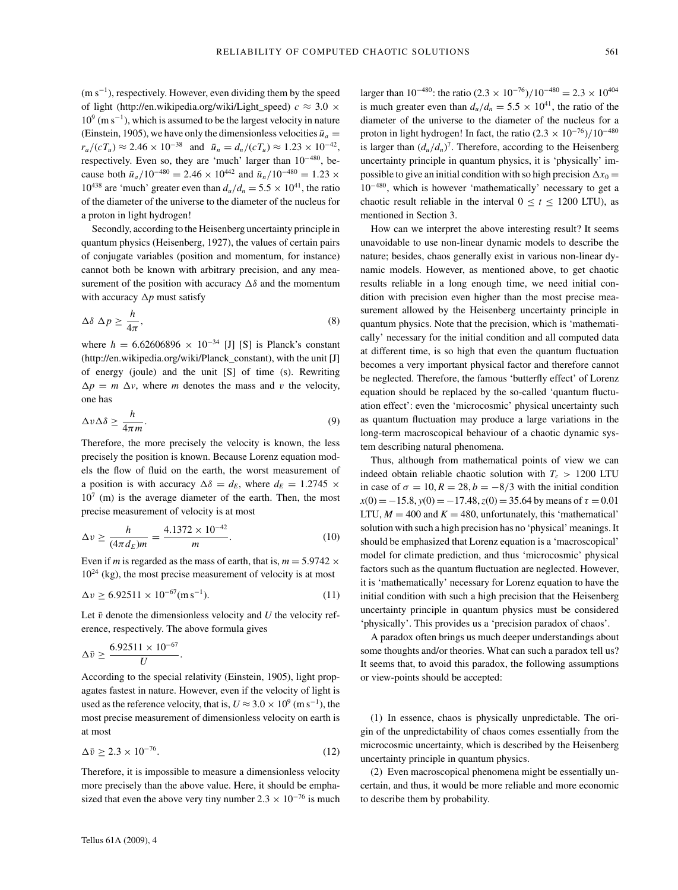(m s$^{-1}$), respectively. However, even dividing them by the speed of light (http://en.wikipedia.org/wiki/Light_speed) $c \approx 3.0 \times 10^9$ (m s$^{-1}$), which is assumed to be the largest velocity in nature (Einstein, 1905), we have only the dimensionless velocities $\bar{u}_a = r_a/(cT_u) \approx 2.46 \times 10^{-38}$ and $\bar{u}_n = d_n/(cT_u) \approx 1.23 \times 10^{-42}$, respectively. Even so, they are 'much' larger than $10^{-480}$, because both $\bar{u}_a/10^{-480} = 2.46 \times 10^{442}$ and $\bar{u}_n/10^{-480} = 1.23 \times 10^{438}$ are 'much' greater even than $d_u/d_n = 5.5 \times 10^{41}$, the ratio of the diameter of the universe to the diameter of the nucleus for a proton in light hydrogen!

Secondly, according to the Heisenberg uncertainty principle in quantum physics (Heisenberg, 1927), the values of certain pairs of conjugate variables (position and momentum, for instance) cannot both be known with arbitrary precision, and any measurement of the position with accuracy $\Delta\delta$ and the momentum with accuracy $\Delta p$ must satisfy

$$\Delta\delta\ \Delta p \geq \frac{h}{4\pi}, \tag{8}$$

where $h = 6.62606896 \times 10^{-34}$ [J] [S] is Planck's constant (http://en.wikipedia.org/wiki/Planck_constant), with the unit [J] of energy (joule) and the unit [S] of time (s). Rewriting $\Delta p = m\ \Delta v$, where $m$ denotes the mass and $v$ the velocity, one has

$$\Delta v \Delta\delta \geq \frac{h}{4\pi m}. \tag{9}$$

Therefore, the more precisely the velocity is known, the less precisely the position is known. Because Lorenz equation models the flow of fluid on the earth, the worst measurement of a position is with accuracy $\Delta\delta = d_E$, where $d_E = 1.2745 \times 10^7$ (m) is the average diameter of the earth. Then, the most precise measurement of velocity is at most

$$\Delta v \geq \frac{h}{(4\pi d_E)m} = \frac{4.1372 \times 10^{-42}}{m}. \tag{10}$$

Even if $m$ is regarded as the mass of earth, that is, $m = 5.9742 \times 10^{24}$ (kg), the most precise measurement of velocity is at most

$$\Delta v \geq 6.92511 \times 10^{-67} (\text{m s}^{-1}). \tag{11}$$

Let $\bar{v}$ denote the dimensionless velocity and $U$ the velocity reference, respectively. The above formula gives

$$\Delta\bar{v} \geq \frac{6.92511 \times 10^{-67}}{U}.$$

According to the special relativity (Einstein, 1905), light propagates fastest in nature. However, even if the velocity of light is used as the reference velocity, that is, $U \approx 3.0 \times 10^9$ (m s$^{-1}$), the most precise measurement of dimensionless velocity on earth is at most

$$\Delta\bar{v} \geq 2.3 \times 10^{-76}. \tag{12}$$

Therefore, it is impossible to measure a dimensionless velocity more precisely than the above value. Here, it should be emphasized that even the above very tiny number $2.3 \times 10^{-76}$ is much larger than $10^{-480}$: the ratio $(2.3 \times 10^{-76})/10^{-480} = 2.3 \times 10^{404}$ is much greater even than $d_u/d_n = 5.5 \times 10^{41}$, the ratio of the diameter of the universe to the diameter of the nucleus for a proton in light hydrogen! In fact, the ratio $(2.3 \times 10^{-76})/10^{-480}$ is larger than $(d_u/d_n)^7$. Therefore, according to the Heisenberg uncertainty principle in quantum physics, it is 'physically' impossible to give an initial condition with so high precision $\Delta x_0 = 10^{-480}$, which is however 'mathematically' necessary to get a chaotic result reliable in the interval $0 \leq t \leq 1200$ LTU), as mentioned in Section 3.

How can we interpret the above interesting result? It seems unavoidable to use non-linear dynamic models to describe the nature; besides, chaos generally exist in various non-linear dynamic models. However, as mentioned above, to get chaotic results reliable in a long enough time, we need initial condition with precision even higher than the most precise measurement allowed by the Heisenberg uncertainty principle in quantum physics. Note that the precision, which is 'mathematically' necessary for the initial condition and all computed data at different time, is so high that even the quantum fluctuation becomes a very important physical factor and therefore cannot be neglected. Therefore, the famous 'butterfly effect' of Lorenz equation should be replaced by the so-called 'quantum fluctuation effect': even the 'microcosmic' physical uncertainty such as quantum fluctuation may produce a large variations in the long-term macroscopical behaviour of a chaotic dynamic system describing natural phenomena.

Thus, although from mathematical points of view we can indeed obtain reliable chaotic solution with $T_c > 1200$ LTU in case of $\sigma = 10, R = 28, b = -8/3$ with the initial condition $x(0) = -15.8, y(0) = -17.48, z(0) = 35.64$ by means of $\tau = 0.01$ LTU, $M = 400$ and $K = 480$, unfortunately, this 'mathematical' solution with such a high precision has no 'physical' meanings. It should be emphasized that Lorenz equation is a 'macroscopical' model for climate prediction, and thus 'microcosmic' physical factors such as the quantum fluctuation are neglected. However, it is 'mathematically' necessary for Lorenz equation to have the initial condition with such a high precision that the Heisenberg uncertainty principle in quantum physics must be considered 'physically'. This provides us a 'precision paradox of chaos'.

A paradox often brings us much deeper understandings about some thoughts and/or theories. What can such a paradox tell us? It seems that, to avoid this paradox, the following assumptions or view-points should be accepted:

(1) In essence, chaos is physically unpredictable. The origin of the unpredictability of chaos comes essentially from the microcosmic uncertainty, which is described by the Heisenberg uncertainty principle in quantum physics.

(2) Even macroscopical phenomena might be essentially uncertain, and thus, it would be more reliable and more economic to describe them by probability.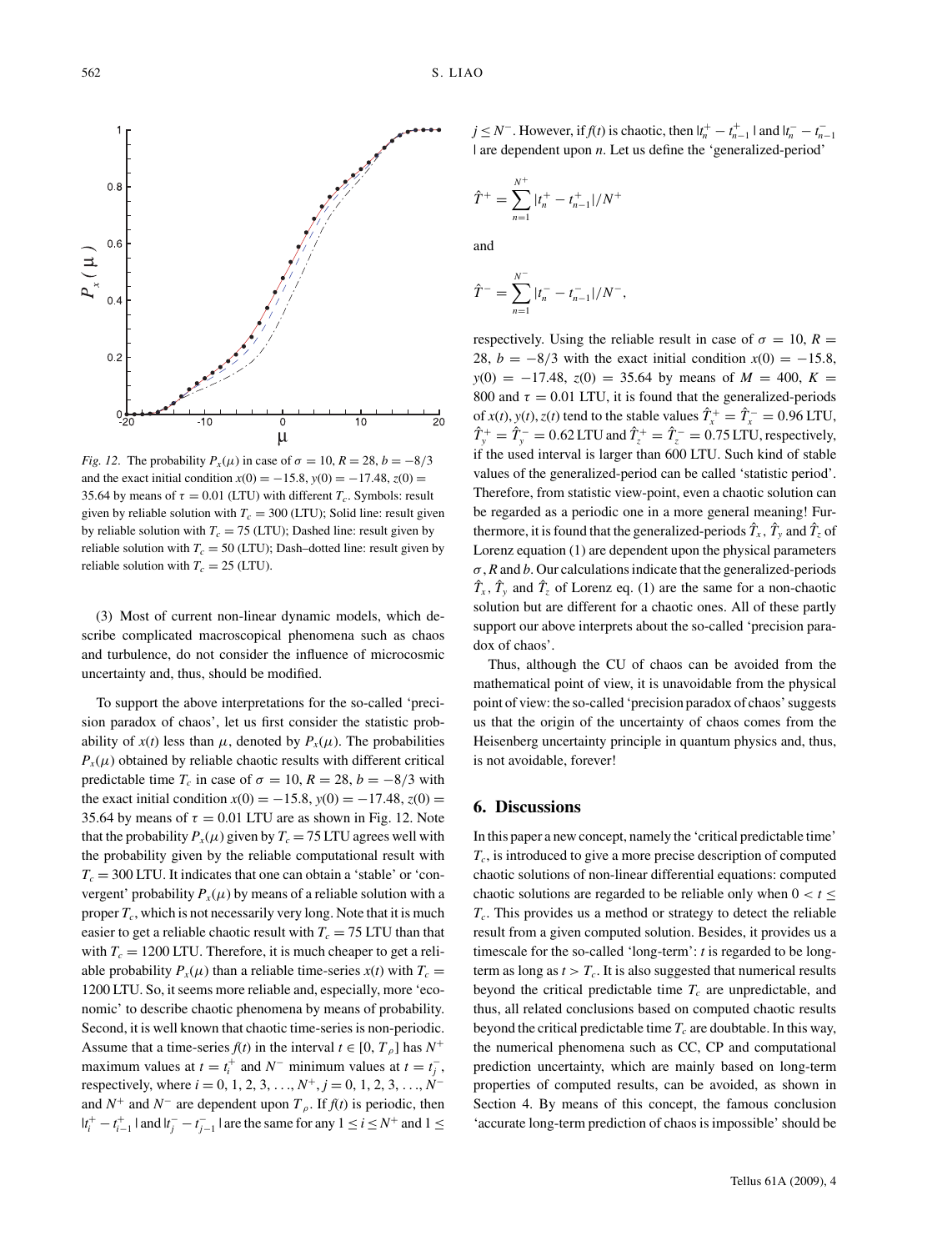*Fig. 12.* The probability $P_x(\mu)$ in case of $\sigma = 10$, $R = 28$, $b = -8/3$ and the exact initial condition $x(0) = -15.8$, $y(0) = -17.48$, $z(0) = 35.64$ by means of $\tau = 0.01$ (LTU) with different $T_c$. Symbols: result given by reliable solution with $T_c = 300$ (LTU); Solid line: result given by reliable solution with $T_c = 75$ (LTU); Dashed line: result given by reliable solution with $T_c = 50$ (LTU); Dash–dotted line: result given by reliable solution with $T_c = 25$ (LTU).

(3) Most of current non-linear dynamic models, which describe complicated macroscopical phenomena such as chaos and turbulence, do not consider the influence of microcosmic uncertainty and, thus, should be modified.

To support the above interpretations for the so-called 'precision paradox of chaos', let us first consider the statistic probability of $x(t)$ less than $\mu$, denoted by $P_x(\mu)$. The probabilities $P_x(\mu)$ obtained by reliable chaotic results with different critical predictable time $T_c$ in case of $\sigma = 10$, $R = 28$, $b = -8/3$ with the exact initial condition $x(0) = -15.8$, $y(0) = -17.48$, $z(0) = 35.64$ by means of $\tau = 0.01$ LTU are as shown in Fig. 12. Note that the probability $P_x(\mu)$ given by $T_c = 75$ LTU agrees well with the probability given by the reliable computational result with $T_c = 300$ LTU. It indicates that one can obtain a 'stable' or 'convergent' probability $P_x(\mu)$ by means of a reliable solution with a proper $T_c$, which is not necessarily very long. Note that it is much easier to get a reliable chaotic result with $T_c = 75$ LTU than that with $T_c = 1200$ LTU. Therefore, it is much cheaper to get a reliable probability $P_x(\mu)$ than a reliable time-series $x(t)$ with $T_c = 1200$ LTU. So, it seems more reliable and, especially, more 'economic' to describe chaotic phenomena by means of probability. Second, it is well known that chaotic time-series is non-periodic. Assume that a time-series $f(t)$ in the interval $t \in [0, T_\rho]$ has $N^+$ maximum values at $t = t_i^+$ and $N^-$ minimum values at $t = t_j^-$, respectively, where $i = 0, 1, 2, 3, \ldots, N^+$, $j = 0, 1, 2, 3, \ldots, N^-$ and $N^+$ and $N^-$ are dependent upon $T_\rho$. If $f(t)$ is periodic, then $|t_i^+ - t_{i-1}^+|$ and $|t_j^- - t_{j-1}^-|$ are the same for any $1 \le i \le N^+$ and $1 \le j \le N^-$. However, if $f(t)$ is chaotic, then $|t_n^+ - t_{n-1}^+|$ and $|t_n^- - t_{n-1}^-|$ are dependent upon $n$. Let us define the 'generalized-period'

$$\hat{T}^+ = \sum_{n=1}^{N^+} |t_n^+ - t_{n-1}^+|/N^+$$

and

$$\hat{T}^- = \sum_{n=1}^{N^-} |t_n^- - t_{n-1}^-|/N^-,$$

respectively. Using the reliable result in case of $\sigma = 10$, $R = 28$, $b = -8/3$ with the exact initial condition $x(0) = -15.8$, $y(0) = -17.48$, $z(0) = 35.64$ by means of $M = 400$, $K = 800$ and $\tau = 0.01$ LTU, it is found that the generalized-periods of $x(t), y(t), z(t)$ tend to the stable values $\hat{T}_x^+ = \hat{T}_x^- = 0.96$ LTU, $\hat{T}_y^+ = \hat{T}_y^- = 0.62$ LTU and $\hat{T}_z^+ = \hat{T}_z^- = 0.75$ LTU, respectively, if the used interval is larger than 600 LTU. Such kind of stable values of the generalized-period can be called 'statistic period'. Therefore, from statistic view-point, even a chaotic solution can be regarded as a periodic one in a more general meaning! Furthermore, it is found that the generalized-periods $\hat{T}_x$, $\hat{T}_y$ and $\hat{T}_z$ of Lorenz equation (1) are dependent upon the physical parameters $\sigma$, $R$ and $b$. Our calculations indicate that the generalized-periods $\hat{T}_x$, $\hat{T}_y$ and $\hat{T}_z$ of Lorenz eq. (1) are the same for a non-chaotic solution but are different for a chaotic ones. All of these partly support our above interprets about the so-called 'precision paradox of chaos'.

Thus, although the CU of chaos can be avoided from the mathematical point of view, it is unavoidable from the physical point of view: the so-called 'precision paradox of chaos' suggests us that the origin of the uncertainty of chaos comes from the Heisenberg uncertainty principle in quantum physics and, thus, is not avoidable, forever!

## 6. Discussions

In this paper a new concept, namely the 'critical predictable time' $T_c$, is introduced to give a more precise description of computed chaotic solutions of non-linear differential equations: computed chaotic solutions are regarded to be reliable only when $0 < t \le T_c$. This provides us a method or strategy to detect the reliable result from a given computed solution. Besides, it provides us a timescale for the so-called 'long-term': $t$ is regarded to be long-term as long as $t > T_c$. It is also suggested that numerical results beyond the critical predictable time $T_c$ are unpredictable, and thus, all related conclusions based on computed chaotic results beyond the critical predictable time $T_c$ are doubtable. In this way, the numerical phenomena such as CC, CP and computational prediction uncertainty, which are mainly based on long-term properties of computed results, can be avoided, as shown in Section 4. By means of this concept, the famous conclusion 'accurate long-term prediction of chaos is impossible' should be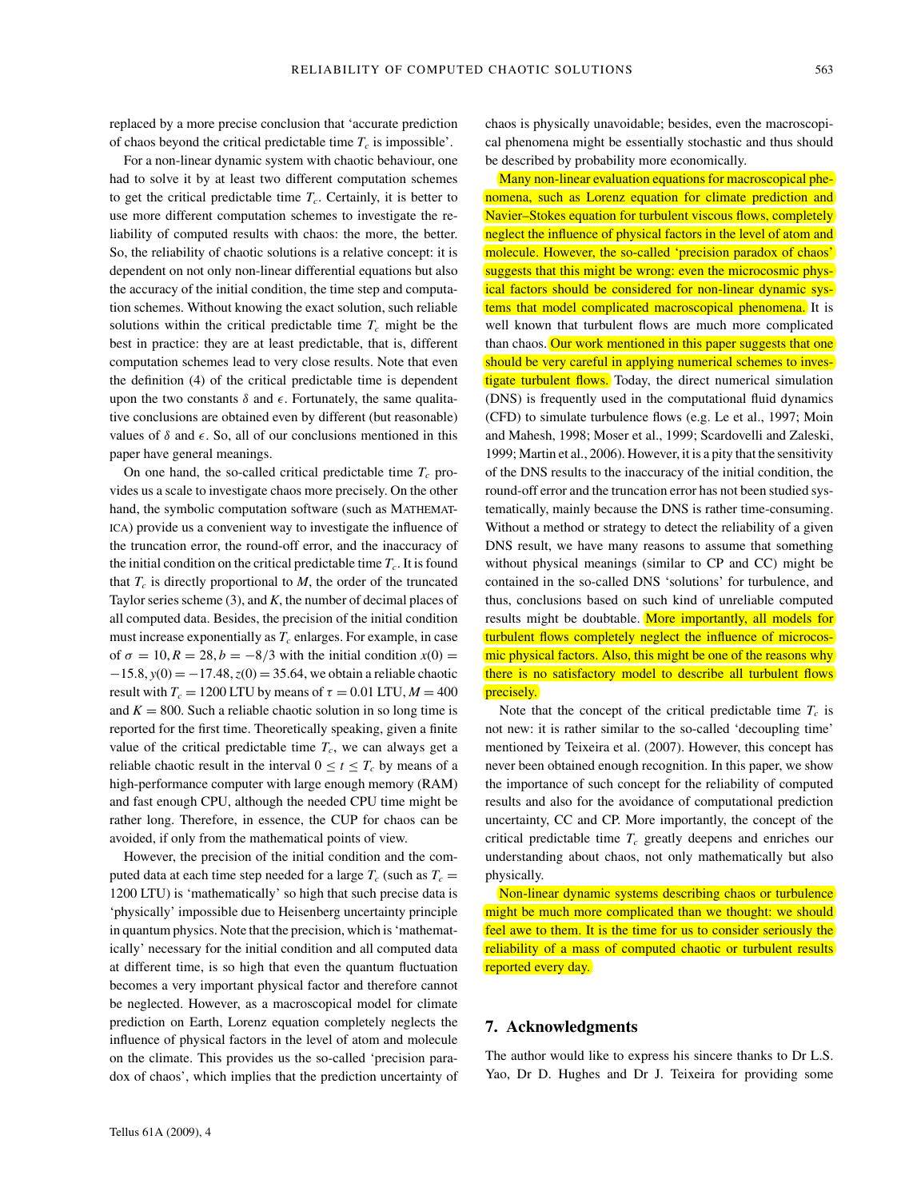replaced by a more precise conclusion that 'accurate prediction of chaos beyond the critical predictable time $T_c$ is impossible'.

For a non-linear dynamic system with chaotic behaviour, one had to solve it by at least two different computation schemes to get the critical predictable time $T_c$. Certainly, it is better to use more different computation schemes to investigate the reliability of computed results with chaos: the more, the better. So, the reliability of chaotic solutions is a relative concept: it is dependent on not only non-linear differential equations but also the accuracy of the initial condition, the time step and computation schemes. Without knowing the exact solution, such reliable solutions within the critical predictable time $T_c$ might be the best in practice: they are at least predictable, that is, different computation schemes lead to very close results. Note that even the definition (4) of the critical predictable time is dependent upon the two constants $\delta$ and $\epsilon$. Fortunately, the same qualitative conclusions are obtained even by different (but reasonable) values of $\delta$ and $\epsilon$. So, all of our conclusions mentioned in this paper have general meanings.

On one hand, the so-called critical predictable time $T_c$ provides us a scale to investigate chaos more precisely. On the other hand, the symbolic computation software (such as MATHEMATICA) provide us a convenient way to investigate the influence of the truncation error, the round-off error, and the inaccuracy of the initial condition on the critical predictable time $T_c$. It is found that $T_c$ is directly proportional to $M$, the order of the truncated Taylor series scheme (3), and $K$, the number of decimal places of all computed data. Besides, the precision of the initial condition must increase exponentially as $T_c$ enlarges. For example, in case of $\sigma = 10, R = 28, b = -8/3$ with the initial condition $x(0) = -15.8, y(0) = -17.48, z(0) = 35.64$, we obtain a reliable chaotic result with $T_c = 1200$ LTU by means of $\tau = 0.01$ LTU, $M = 400$ and $K = 800$. Such a reliable chaotic solution in so long time is reported for the first time. Theoretically speaking, given a finite value of the critical predictable time $T_c$, we can always get a reliable chaotic result in the interval $0 \leq t \leq T_c$ by means of a high-performance computer with large enough memory (RAM) and fast enough CPU, although the needed CPU time might be rather long. Therefore, in essence, the CUP for chaos can be avoided, if only from the mathematical points of view.

However, the precision of the initial condition and the computed data at each time step needed for a large $T_c$ (such as $T_c = 1200$ LTU) is 'mathematically' so high that such precise data is 'physically' impossible due to Heisenberg uncertainty principle in quantum physics. Note that the precision, which is 'mathematically' necessary for the initial condition and all computed data at different time, is so high that even the quantum fluctuation becomes a very important physical factor and therefore cannot be neglected. However, as a macroscopical model for climate prediction on Earth, Lorenz equation completely neglects the influence of physical factors in the level of atom and molecule on the climate. This provides us the so-called 'precision paradox of chaos', which implies that the prediction uncertainty of chaos is physically unavoidable; besides, even the macroscopical phenomena might be essentially stochastic and thus should be described by probability more economically.

Many non-linear evaluation equations for macroscopical phenomena, such as Lorenz equation for climate prediction and Navier–Stokes equation for turbulent viscous flows, completely neglect the influence of physical factors in the level of atom and molecule. However, the so-called 'precision paradox of chaos' suggests that this might be wrong: even the microcosmic physical factors should be considered for non-linear dynamic systems that model complicated macroscopical phenomena. It is well known that turbulent flows are much more complicated than chaos. Our work mentioned in this paper suggests that one should be very careful in applying numerical schemes to investigate turbulent flows. Today, the direct numerical simulation (DNS) is frequently used in the computational fluid dynamics (CFD) to simulate turbulence flows (e.g. Le et al., 1997; Moin and Mahesh, 1998; Moser et al., 1999; Scardovelli and Zaleski, 1999; Martin et al., 2006). However, it is a pity that the sensitivity of the DNS results to the inaccuracy of the initial condition, the round-off error and the truncation error has not been studied systematically, mainly because the DNS is rather time-consuming. Without a method or strategy to detect the reliability of a given DNS result, we have many reasons to assume that something without physical meanings (similar to CP and CC) might be contained in the so-called DNS 'solutions' for turbulence, and thus, conclusions based on such kind of unreliable computed results might be doubtable. More importantly, all models for turbulent flows completely neglect the influence of microcosmic physical factors. Also, this might be one of the reasons why there is no satisfactory model to describe all turbulent flows precisely.

Note that the concept of the critical predictable time $T_c$ is not new: it is rather similar to the so-called 'decoupling time' mentioned by Teixeira et al. (2007). However, this concept has never been obtained enough recognition. In this paper, we show the importance of such concept for the reliability of computed results and also for the avoidance of computational prediction uncertainty, CC and CP. More importantly, the concept of the critical predictable time $T_c$ greatly deepens and enriches our understanding about chaos, not only mathematically but also physically.

Non-linear dynamic systems describing chaos or turbulence might be much more complicated than we thought: we should feel awe to them. It is the time for us to consider seriously the reliability of a mass of computed chaotic or turbulent results reported every day.

## 7. Acknowledgments

The author would like to express his sincere thanks to Dr L.S. Yao, Dr D. Hughes and Dr J. Teixeira for providing some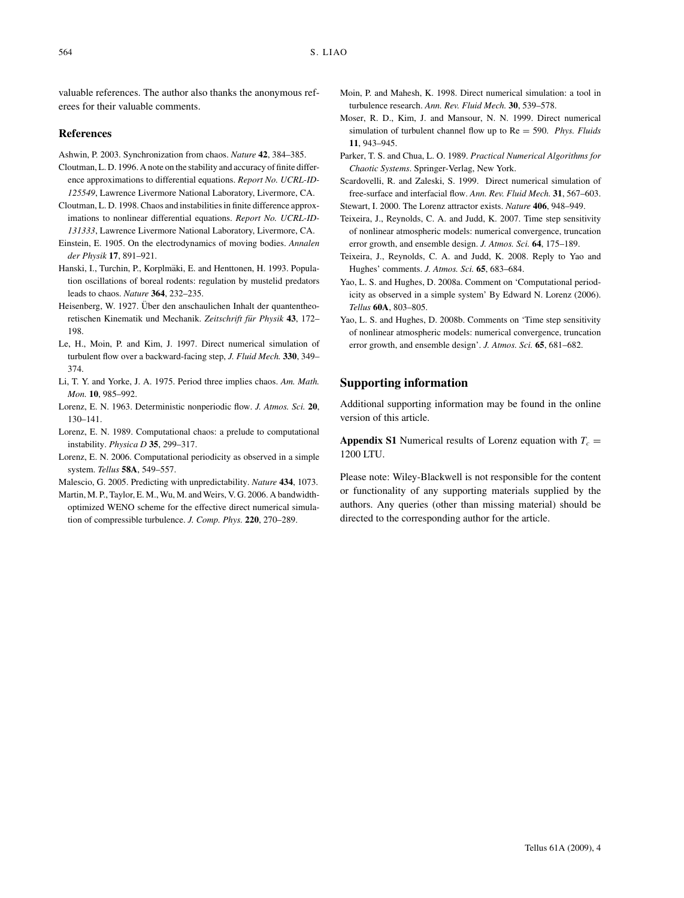valuable references. The author also thanks the anonymous referees for their valuable comments.

## References

Ashwin, P. 2003. Synchronization from chaos. *Nature* **42**, 384–385.

Cloutman, L. D. 1996. A note on the stability and accuracy of finite difference approximations to differential equations. *Report No. UCRL-ID-125549*, Lawrence Livermore National Laboratory, Livermore, CA.

Cloutman, L. D. 1998. Chaos and instabilities in finite difference approximations to nonlinear differential equations. *Report No. UCRL-ID-131333*, Lawrence Livermore National Laboratory, Livermore, CA.

Einstein, E. 1905. On the electrodynamics of moving bodies. *Annalen der Physik* **17**, 891–921.

Hanski, I., Turchin, P., Korplmäki, E. and Henttonen, H. 1993. Population oscillations of boreal rodents: regulation by mustelid predators leads to chaos. *Nature* **364**, 232–235.

Heisenberg, W. 1927. Über den anschaulichen Inhalt der quantentheoretischen Kinematik und Mechanik. *Zeitschrift für Physik* **43**, 172–198.

Le, H., Moin, P. and Kim, J. 1997. Direct numerical simulation of turbulent flow over a backward-facing step, *J. Fluid Mech.* **330**, 349–374.

Li, T. Y. and Yorke, J. A. 1975. Period three implies chaos. *Am. Math. Mon.* **10**, 985–992.

Lorenz, E. N. 1963. Deterministic nonperiodic flow. *J. Atmos. Sci.* **20**, 130–141.

Lorenz, E. N. 1989. Computational chaos: a prelude to computational instability. *Physica D* **35**, 299–317.

Lorenz, E. N. 2006. Computational periodicity as observed in a simple system. *Tellus* **58A**, 549–557.

Malescio, G. 2005. Predicting with unpredictability. *Nature* **434**, 1073.

Martin, M. P., Taylor, E. M., Wu, M. and Weirs, V. G. 2006. A bandwidth-optimized WENO scheme for the effective direct numerical simulation of compressible turbulence. *J. Comp. Phys.* **220**, 270–289.

Moin, P. and Mahesh, K. 1998. Direct numerical simulation: a tool in turbulence research. *Ann. Rev. Fluid Mech.* **30**, 539–578.

Moser, R. D., Kim, J. and Mansour, N. N. 1999. Direct numerical simulation of turbulent channel flow up to Re = 590. *Phys. Fluids* **11**, 943–945.

Parker, T. S. and Chua, L. O. 1989. *Practical Numerical Algorithms for Chaotic Systems*. Springer-Verlag, New York.

Scardovelli, R. and Zaleski, S. 1999. Direct numerical simulation of free-surface and interfacial flow. *Ann. Rev. Fluid Mech.* **31**, 567–603.

Stewart, I. 2000. The Lorenz attractor exists. *Nature* **406**, 948–949.

Teixeira, J., Reynolds, C. A. and Judd, K. 2007. Time step sensitivity of nonlinear atmospheric models: numerical convergence, truncation error growth, and ensemble design. *J. Atmos. Sci.* **64**, 175–189.

Teixeira, J., Reynolds, C. A. and Judd, K. 2008. Reply to Yao and Hughes' comments. *J. Atmos. Sci.* **65**, 683–684.

Yao, L. S. and Hughes, D. 2008a. Comment on 'Computational periodicity as observed in a simple system' By Edward N. Lorenz (2006). *Tellus* **60A**, 803–805.

Yao, L. S. and Hughes, D. 2008b. Comments on 'Time step sensitivity of nonlinear atmospheric models: numerical convergence, truncation error growth, and ensemble design'. *J. Atmos. Sci.* **65**, 681–682.

## Supporting information

Additional supporting information may be found in the online version of this article.

**Appendix S1** Numerical results of Lorenz equation with $T_c$ = 1200 LTU.

Please note: Wiley-Blackwell is not responsible for the content or functionality of any supporting materials supplied by the authors. Any queries (other than missing material) should be directed to the corresponding author for the article.